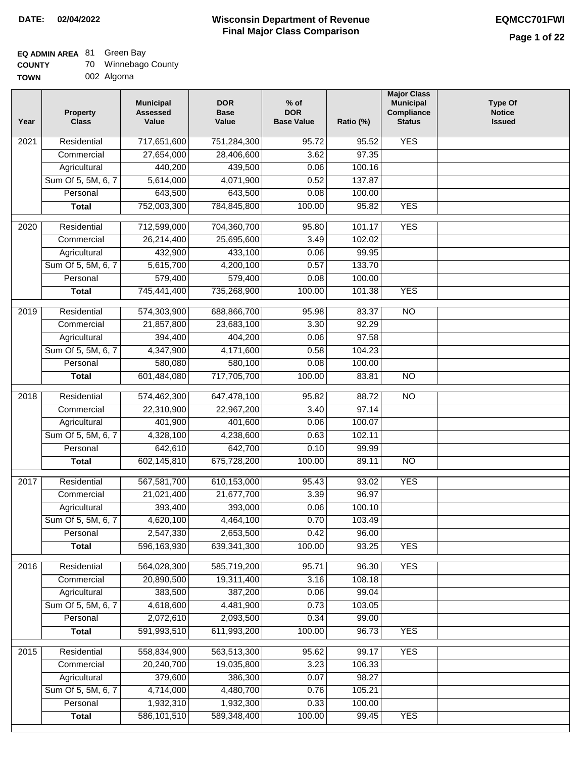**DATE: 02/04/2022**

# Wisconsin Department of Revenue
## Final Major Class Comparison

**EQMCC701FWI**

**EQ ADMIN AREA** 81 Green Bay
**COUNTY** 70 Winnebago County
**TOWN** 002 Algoma

| Year | Property Class | Municipal Assessed Value | DOR Base Value | % of DOR Base Value | Ratio (%) | Major Class Municipal Compliance Status | Type Of Notice Issued |
|---|---|---|---|---|---|---|---|
| 2021 | Residential | 717,651,600 | 751,284,300 | 95.72 | 95.52 | YES | |
| | Commercial | 27,654,000 | 28,406,600 | 3.62 | 97.35 | | |
| | Agricultural | 440,200 | 439,500 | 0.06 | 100.16 | | |
| | Sum Of 5, 5M, 6, 7 | 5,614,000 | 4,071,900 | 0.52 | 137.87 | | |
| | Personal | 643,500 | 643,500 | 0.08 | 100.00 | | |
| | **Total** | 752,003,300 | 784,845,800 | 100.00 | 95.82 | YES | |
| 2020 | Residential | 712,599,000 | 704,360,700 | 95.80 | 101.17 | YES | |
| | Commercial | 26,214,400 | 25,695,600 | 3.49 | 102.02 | | |
| | Agricultural | 432,900 | 433,100 | 0.06 | 99.95 | | |
| | Sum Of 5, 5M, 6, 7 | 5,615,700 | 4,200,100 | 0.57 | 133.70 | | |
| | Personal | 579,400 | 579,400 | 0.08 | 100.00 | | |
| | **Total** | 745,441,400 | 735,268,900 | 100.00 | 101.38 | YES | |
| 2019 | Residential | 574,303,900 | 688,866,700 | 95.98 | 83.37 | NO | |
| | Commercial | 21,857,800 | 23,683,100 | 3.30 | 92.29 | | |
| | Agricultural | 394,400 | 404,200 | 0.06 | 97.58 | | |
| | Sum Of 5, 5M, 6, 7 | 4,347,900 | 4,171,600 | 0.58 | 104.23 | | |
| | Personal | 580,080 | 580,100 | 0.08 | 100.00 | | |
| | **Total** | 601,484,080 | 717,705,700 | 100.00 | 83.81 | NO | |
| 2018 | Residential | 574,462,300 | 647,478,100 | 95.82 | 88.72 | NO | |
| | Commercial | 22,310,900 | 22,967,200 | 3.40 | 97.14 | | |
| | Agricultural | 401,900 | 401,600 | 0.06 | 100.07 | | |
| | Sum Of 5, 5M, 6, 7 | 4,328,100 | 4,238,600 | 0.63 | 102.11 | | |
| | Personal | 642,610 | 642,700 | 0.10 | 99.99 | | |
| | **Total** | 602,145,810 | 675,728,200 | 100.00 | 89.11 | NO | |
| 2017 | Residential | 567,581,700 | 610,153,000 | 95.43 | 93.02 | YES | |
| | Commercial | 21,021,400 | 21,677,700 | 3.39 | 96.97 | | |
| | Agricultural | 393,400 | 393,000 | 0.06 | 100.10 | | |
| | Sum Of 5, 5M, 6, 7 | 4,620,100 | 4,464,100 | 0.70 | 103.49 | | |
| | Personal | 2,547,330 | 2,653,500 | 0.42 | 96.00 | | |
| | **Total** | 596,163,930 | 639,341,300 | 100.00 | 93.25 | YES | |
| 2016 | Residential | 564,028,300 | 585,719,200 | 95.71 | 96.30 | YES | |
| | Commercial | 20,890,500 | 19,311,400 | 3.16 | 108.18 | | |
| | Agricultural | 383,500 | 387,200 | 0.06 | 99.04 | | |
| | Sum Of 5, 5M, 6, 7 | 4,618,600 | 4,481,900 | 0.73 | 103.05 | | |
| | Personal | 2,072,610 | 2,093,500 | 0.34 | 99.00 | | |
| | **Total** | 591,993,510 | 611,993,200 | 100.00 | 96.73 | YES | |
| 2015 | Residential | 558,834,900 | 563,513,300 | 95.62 | 99.17 | YES | |
| | Commercial | 20,240,700 | 19,035,800 | 3.23 | 106.33 | | |
| | Agricultural | 379,600 | 386,300 | 0.07 | 98.27 | | |
| | Sum Of 5, 5M, 6, 7 | 4,714,000 | 4,480,700 | 0.76 | 105.21 | | |
| | Personal | 1,932,310 | 1,932,300 | 0.33 | 100.00 | | |
| | **Total** | 586,101,510 | 589,348,400 | 100.00 | 99.45 | YES | |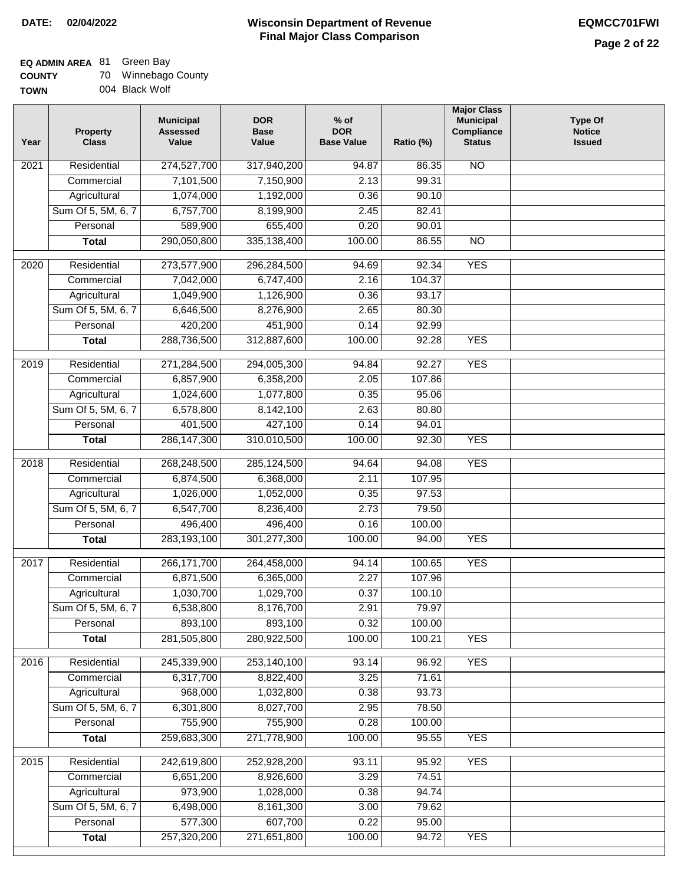**DATE: 02/04/2022**

# Wisconsin Department of Revenue
## Final Major Class Comparison

**EQMCC701FWI**

**EQ ADMIN AREA** 81 Green Bay
**COUNTY** 70 Winnebago County
**TOWN** 004 Black Wolf

| Year | Property Class | Municipal Assessed Value | DOR Base Value | % of DOR Base Value | Ratio (%) | Major Class Municipal Compliance Status | Type Of Notice Issued |
|---|---|---|---|---|---|---|---|
| 2021 | Residential | 274,527,700 | 317,940,200 | 94.87 | 86.35 | NO | |
| | Commercial | 7,101,500 | 7,150,900 | 2.13 | 99.31 | | |
| | Agricultural | 1,074,000 | 1,192,000 | 0.36 | 90.10 | | |
| | Sum Of 5, 5M, 6, 7 | 6,757,700 | 8,199,900 | 2.45 | 82.41 | | |
| | Personal | 589,900 | 655,400 | 0.20 | 90.01 | | |
| | **Total** | 290,050,800 | 335,138,400 | 100.00 | 86.55 | NO | |
| 2020 | Residential | 273,577,900 | 296,284,500 | 94.69 | 92.34 | YES | |
| | Commercial | 7,042,000 | 6,747,400 | 2.16 | 104.37 | | |
| | Agricultural | 1,049,900 | 1,126,900 | 0.36 | 93.17 | | |
| | Sum Of 5, 5M, 6, 7 | 6,646,500 | 8,276,900 | 2.65 | 80.30 | | |
| | Personal | 420,200 | 451,900 | 0.14 | 92.99 | | |
| | **Total** | 288,736,500 | 312,887,600 | 100.00 | 92.28 | YES | |
| 2019 | Residential | 271,284,500 | 294,005,300 | 94.84 | 92.27 | YES | |
| | Commercial | 6,857,900 | 6,358,200 | 2.05 | 107.86 | | |
| | Agricultural | 1,024,600 | 1,077,800 | 0.35 | 95.06 | | |
| | Sum Of 5, 5M, 6, 7 | 6,578,800 | 8,142,100 | 2.63 | 80.80 | | |
| | Personal | 401,500 | 427,100 | 0.14 | 94.01 | | |
| | **Total** | 286,147,300 | 310,010,500 | 100.00 | 92.30 | YES | |
| 2018 | Residential | 268,248,500 | 285,124,500 | 94.64 | 94.08 | YES | |
| | Commercial | 6,874,500 | 6,368,000 | 2.11 | 107.95 | | |
| | Agricultural | 1,026,000 | 1,052,000 | 0.35 | 97.53 | | |
| | Sum Of 5, 5M, 6, 7 | 6,547,700 | 8,236,400 | 2.73 | 79.50 | | |
| | Personal | 496,400 | 496,400 | 0.16 | 100.00 | | |
| | **Total** | 283,193,100 | 301,277,300 | 100.00 | 94.00 | YES | |
| 2017 | Residential | 266,171,700 | 264,458,000 | 94.14 | 100.65 | YES | |
| | Commercial | 6,871,500 | 6,365,000 | 2.27 | 107.96 | | |
| | Agricultural | 1,030,700 | 1,029,700 | 0.37 | 100.10 | | |
| | Sum Of 5, 5M, 6, 7 | 6,538,800 | 8,176,700 | 2.91 | 79.97 | | |
| | Personal | 893,100 | 893,100 | 0.32 | 100.00 | | |
| | **Total** | 281,505,800 | 280,922,500 | 100.00 | 100.21 | YES | |
| 2016 | Residential | 245,339,900 | 253,140,100 | 93.14 | 96.92 | YES | |
| | Commercial | 6,317,700 | 8,822,400 | 3.25 | 71.61 | | |
| | Agricultural | 968,000 | 1,032,800 | 0.38 | 93.73 | | |
| | Sum Of 5, 5M, 6, 7 | 6,301,800 | 8,027,700 | 2.95 | 78.50 | | |
| | Personal | 755,900 | 755,900 | 0.28 | 100.00 | | |
| | **Total** | 259,683,300 | 271,778,900 | 100.00 | 95.55 | YES | |
| 2015 | Residential | 242,619,800 | 252,928,200 | 93.11 | 95.92 | YES | |
| | Commercial | 6,651,200 | 8,926,600 | 3.29 | 74.51 | | |
| | Agricultural | 973,900 | 1,028,000 | 0.38 | 94.74 | | |
| | Sum Of 5, 5M, 6, 7 | 6,498,000 | 8,161,300 | 3.00 | 79.62 | | |
| | Personal | 577,300 | 607,700 | 0.22 | 95.00 | | |
| | **Total** | 257,320,200 | 271,651,800 | 100.00 | 94.72 | YES | |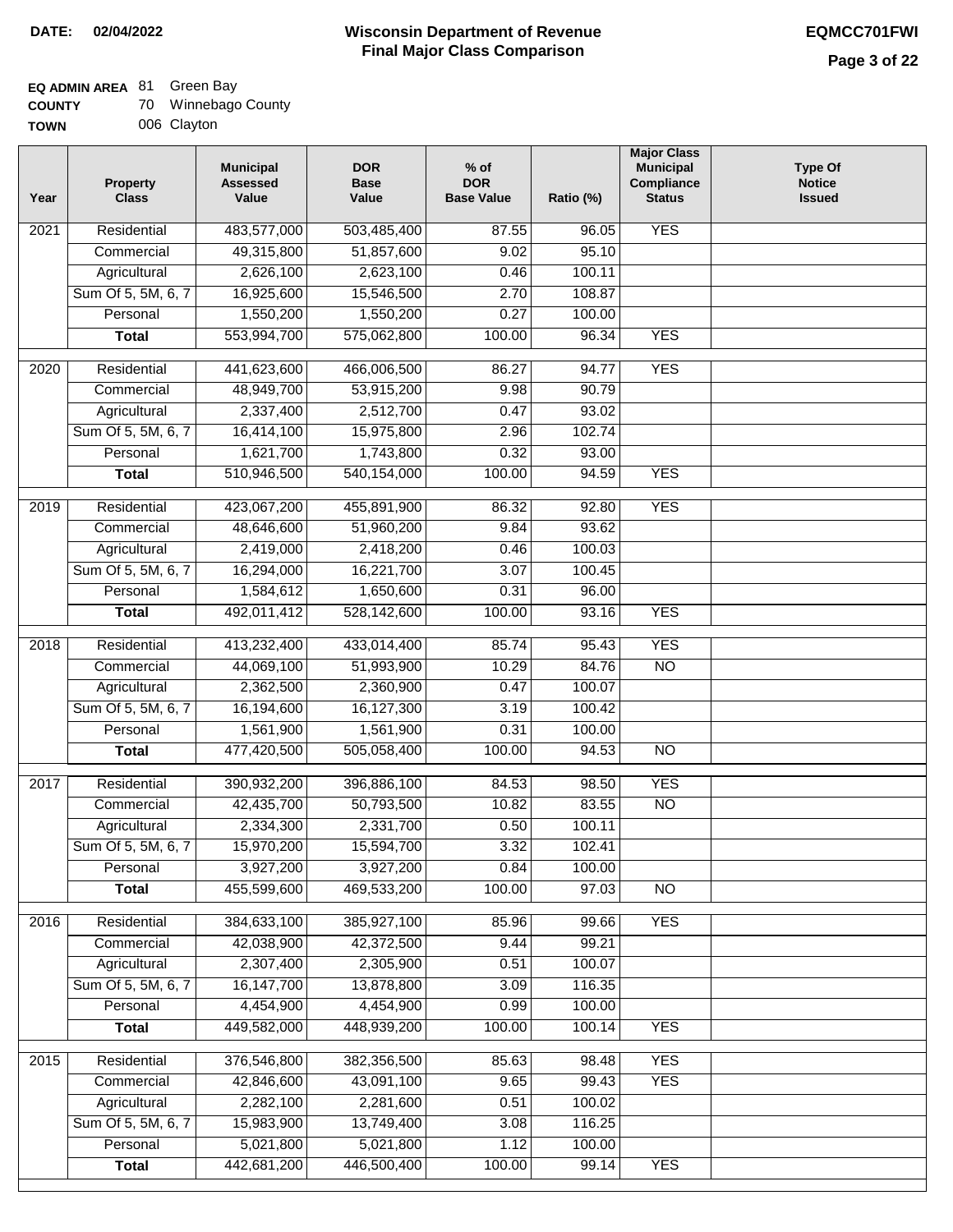**DATE: 02/04/2022**

# Wisconsin Department of Revenue
## Final Major Class Comparison

**EQMCC701FWI**

**EQ ADMIN AREA** 81 Green Bay
**COUNTY** 70 Winnebago County
**TOWN** 006 Clayton

| Year | Property Class | Municipal Assessed Value | DOR Base Value | % of DOR Base Value | Ratio (%) | Major Class Municipal Compliance Status | Type Of Notice Issued |
|---|---|---|---|---|---|---|---|
| 2021 | Residential | 483,577,000 | 503,485,400 | 87.55 | 96.05 | YES | |
| | Commercial | 49,315,800 | 51,857,600 | 9.02 | 95.10 | | |
| | Agricultural | 2,626,100 | 2,623,100 | 0.46 | 100.11 | | |
| | Sum Of 5, 5M, 6, 7 | 16,925,600 | 15,546,500 | 2.70 | 108.87 | | |
| | Personal | 1,550,200 | 1,550,200 | 0.27 | 100.00 | | |
| | **Total** | 553,994,700 | 575,062,800 | 100.00 | 96.34 | YES | |
| 2020 | Residential | 441,623,600 | 466,006,500 | 86.27 | 94.77 | YES | |
| | Commercial | 48,949,700 | 53,915,200 | 9.98 | 90.79 | | |
| | Agricultural | 2,337,400 | 2,512,700 | 0.47 | 93.02 | | |
| | Sum Of 5, 5M, 6, 7 | 16,414,100 | 15,975,800 | 2.96 | 102.74 | | |
| | Personal | 1,621,700 | 1,743,800 | 0.32 | 93.00 | | |
| | **Total** | 510,946,500 | 540,154,000 | 100.00 | 94.59 | YES | |
| 2019 | Residential | 423,067,200 | 455,891,900 | 86.32 | 92.80 | YES | |
| | Commercial | 48,646,600 | 51,960,200 | 9.84 | 93.62 | | |
| | Agricultural | 2,419,000 | 2,418,200 | 0.46 | 100.03 | | |
| | Sum Of 5, 5M, 6, 7 | 16,294,000 | 16,221,700 | 3.07 | 100.45 | | |
| | Personal | 1,584,612 | 1,650,600 | 0.31 | 96.00 | | |
| | **Total** | 492,011,412 | 528,142,600 | 100.00 | 93.16 | YES | |
| 2018 | Residential | 413,232,400 | 433,014,400 | 85.74 | 95.43 | YES | |
| | Commercial | 44,069,100 | 51,993,900 | 10.29 | 84.76 | NO | |
| | Agricultural | 2,362,500 | 2,360,900 | 0.47 | 100.07 | | |
| | Sum Of 5, 5M, 6, 7 | 16,194,600 | 16,127,300 | 3.19 | 100.42 | | |
| | Personal | 1,561,900 | 1,561,900 | 0.31 | 100.00 | | |
| | **Total** | 477,420,500 | 505,058,400 | 100.00 | 94.53 | NO | |
| 2017 | Residential | 390,932,200 | 396,886,100 | 84.53 | 98.50 | YES | |
| | Commercial | 42,435,700 | 50,793,500 | 10.82 | 83.55 | NO | |
| | Agricultural | 2,334,300 | 2,331,700 | 0.50 | 100.11 | | |
| | Sum Of 5, 5M, 6, 7 | 15,970,200 | 15,594,700 | 3.32 | 102.41 | | |
| | Personal | 3,927,200 | 3,927,200 | 0.84 | 100.00 | | |
| | **Total** | 455,599,600 | 469,533,200 | 100.00 | 97.03 | NO | |
| 2016 | Residential | 384,633,100 | 385,927,100 | 85.96 | 99.66 | YES | |
| | Commercial | 42,038,900 | 42,372,500 | 9.44 | 99.21 | | |
| | Agricultural | 2,307,400 | 2,305,900 | 0.51 | 100.07 | | |
| | Sum Of 5, 5M, 6, 7 | 16,147,700 | 13,878,800 | 3.09 | 116.35 | | |
| | Personal | 4,454,900 | 4,454,900 | 0.99 | 100.00 | | |
| | **Total** | 449,582,000 | 448,939,200 | 100.00 | 100.14 | YES | |
| 2015 | Residential | 376,546,800 | 382,356,500 | 85.63 | 98.48 | YES | |
| | Commercial | 42,846,600 | 43,091,100 | 9.65 | 99.43 | YES | |
| | Agricultural | 2,282,100 | 2,281,600 | 0.51 | 100.02 | | |
| | Sum Of 5, 5M, 6, 7 | 15,983,900 | 13,749,400 | 3.08 | 116.25 | | |
| | Personal | 5,021,800 | 5,021,800 | 1.12 | 100.00 | | |
| | **Total** | 442,681,200 | 446,500,400 | 100.00 | 99.14 | YES | |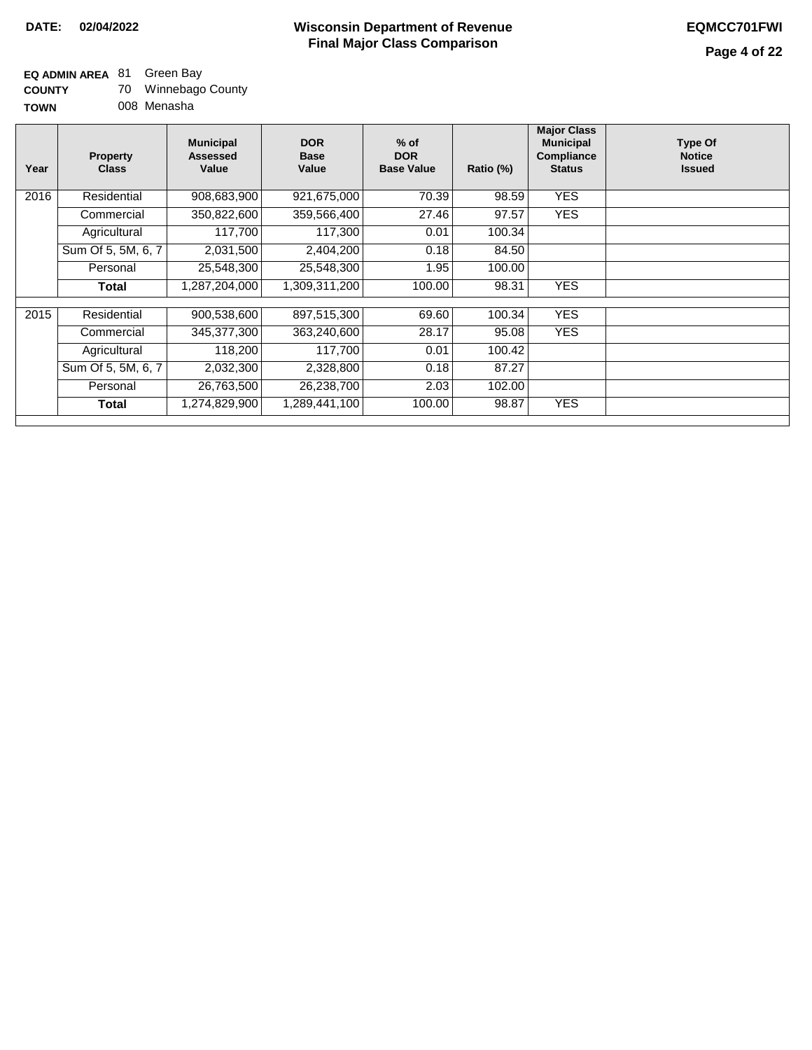**DATE:** 02/04/2022

# Wisconsin Department of Revenue
## Final Major Class Comparison

**EQMCC701FWI**

**EQ ADMIN AREA** 81 Green Bay
**COUNTY** 70 Winnebago County
**TOWN** 008 Menasha

| Year | Property Class | Municipal Assessed Value | DOR Base Value | % of DOR Base Value | Ratio (%) | Major Class Municipal Compliance Status | Type Of Notice Issued |
|---|---|---|---|---|---|---|---|
| 2016 | Residential | 908,683,900 | 921,675,000 | 70.39 | 98.59 | YES | |
| | Commercial | 350,822,600 | 359,566,400 | 27.46 | 97.57 | YES | |
| | Agricultural | 117,700 | 117,300 | 0.01 | 100.34 | | |
| | Sum Of 5, 5M, 6, 7 | 2,031,500 | 2,404,200 | 0.18 | 84.50 | | |
| | Personal | 25,548,300 | 25,548,300 | 1.95 | 100.00 | | |
| | **Total** | 1,287,204,000 | 1,309,311,200 | 100.00 | 98.31 | YES | |
| 2015 | Residential | 900,538,600 | 897,515,300 | 69.60 | 100.34 | YES | |
| | Commercial | 345,377,300 | 363,240,600 | 28.17 | 95.08 | YES | |
| | Agricultural | 118,200 | 117,700 | 0.01 | 100.42 | | |
| | Sum Of 5, 5M, 6, 7 | 2,032,300 | 2,328,800 | 0.18 | 87.27 | | |
| | Personal | 26,763,500 | 26,238,700 | 2.03 | 102.00 | | |
| | **Total** | 1,274,829,900 | 1,289,441,100 | 100.00 | 98.87 | YES | |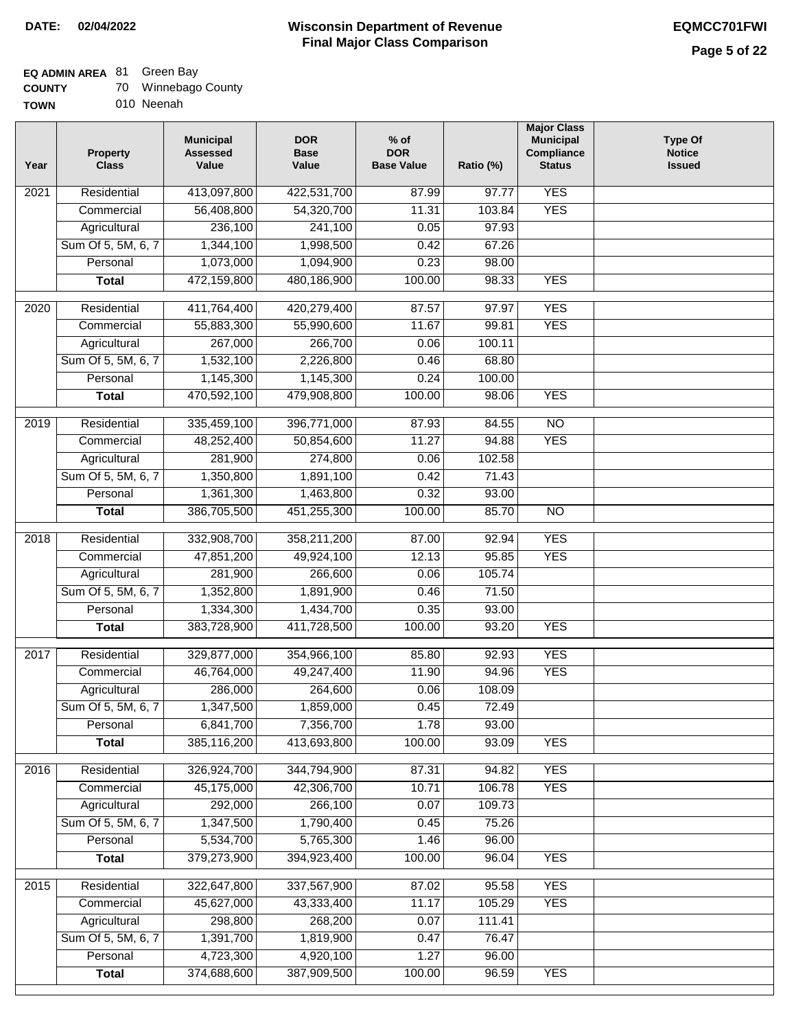**DATE: 02/04/2022**

# Wisconsin Department of Revenue
## Final Major Class Comparison

**EQMCC701FWI**

**EQ ADMIN AREA** 81 Green Bay
**COUNTY** 70 Winnebago County
**TOWN** 010 Neenah

| Year | Property Class | Municipal Assessed Value | DOR Base Value | % of DOR Base Value | Ratio (%) | Major Class Municipal Compliance Status | Type Of Notice Issued |
|---|---|---|---|---|---|---|---|
| 2021 | Residential | 413,097,800 | 422,531,700 | 87.99 | 97.77 | YES | |
| | Commercial | 56,408,800 | 54,320,700 | 11.31 | 103.84 | YES | |
| | Agricultural | 236,100 | 241,100 | 0.05 | 97.93 | | |
| | Sum Of 5, 5M, 6, 7 | 1,344,100 | 1,998,500 | 0.42 | 67.26 | | |
| | Personal | 1,073,000 | 1,094,900 | 0.23 | 98.00 | | |
| | **Total** | 472,159,800 | 480,186,900 | 100.00 | 98.33 | YES | |
| 2020 | Residential | 411,764,400 | 420,279,400 | 87.57 | 97.97 | YES | |
| | Commercial | 55,883,300 | 55,990,600 | 11.67 | 99.81 | YES | |
| | Agricultural | 267,000 | 266,700 | 0.06 | 100.11 | | |
| | Sum Of 5, 5M, 6, 7 | 1,532,100 | 2,226,800 | 0.46 | 68.80 | | |
| | Personal | 1,145,300 | 1,145,300 | 0.24 | 100.00 | | |
| | **Total** | 470,592,100 | 479,908,800 | 100.00 | 98.06 | YES | |
| 2019 | Residential | 335,459,100 | 396,771,000 | 87.93 | 84.55 | NO | |
| | Commercial | 48,252,400 | 50,854,600 | 11.27 | 94.88 | YES | |
| | Agricultural | 281,900 | 274,800 | 0.06 | 102.58 | | |
| | Sum Of 5, 5M, 6, 7 | 1,350,800 | 1,891,100 | 0.42 | 71.43 | | |
| | Personal | 1,361,300 | 1,463,800 | 0.32 | 93.00 | | |
| | **Total** | 386,705,500 | 451,255,300 | 100.00 | 85.70 | NO | |
| 2018 | Residential | 332,908,700 | 358,211,200 | 87.00 | 92.94 | YES | |
| | Commercial | 47,851,200 | 49,924,100 | 12.13 | 95.85 | YES | |
| | Agricultural | 281,900 | 266,600 | 0.06 | 105.74 | | |
| | Sum Of 5, 5M, 6, 7 | 1,352,800 | 1,891,900 | 0.46 | 71.50 | | |
| | Personal | 1,334,300 | 1,434,700 | 0.35 | 93.00 | | |
| | **Total** | 383,728,900 | 411,728,500 | 100.00 | 93.20 | YES | |
| 2017 | Residential | 329,877,000 | 354,966,100 | 85.80 | 92.93 | YES | |
| | Commercial | 46,764,000 | 49,247,400 | 11.90 | 94.96 | YES | |
| | Agricultural | 286,000 | 264,600 | 0.06 | 108.09 | | |
| | Sum Of 5, 5M, 6, 7 | 1,347,500 | 1,859,000 | 0.45 | 72.49 | | |
| | Personal | 6,841,700 | 7,356,700 | 1.78 | 93.00 | | |
| | **Total** | 385,116,200 | 413,693,800 | 100.00 | 93.09 | YES | |
| 2016 | Residential | 326,924,700 | 344,794,900 | 87.31 | 94.82 | YES | |
| | Commercial | 45,175,000 | 42,306,700 | 10.71 | 106.78 | YES | |
| | Agricultural | 292,000 | 266,100 | 0.07 | 109.73 | | |
| | Sum Of 5, 5M, 6, 7 | 1,347,500 | 1,790,400 | 0.45 | 75.26 | | |
| | Personal | 5,534,700 | 5,765,300 | 1.46 | 96.00 | | |
| | **Total** | 379,273,900 | 394,923,400 | 100.00 | 96.04 | YES | |
| 2015 | Residential | 322,647,800 | 337,567,900 | 87.02 | 95.58 | YES | |
| | Commercial | 45,627,000 | 43,333,400 | 11.17 | 105.29 | YES | |
| | Agricultural | 298,800 | 268,200 | 0.07 | 111.41 | | |
| | Sum Of 5, 5M, 6, 7 | 1,391,700 | 1,819,900 | 0.47 | 76.47 | | |
| | Personal | 4,723,300 | 4,920,100 | 1.27 | 96.00 | | |
| | **Total** | 374,688,600 | 387,909,500 | 100.00 | 96.59 | YES | |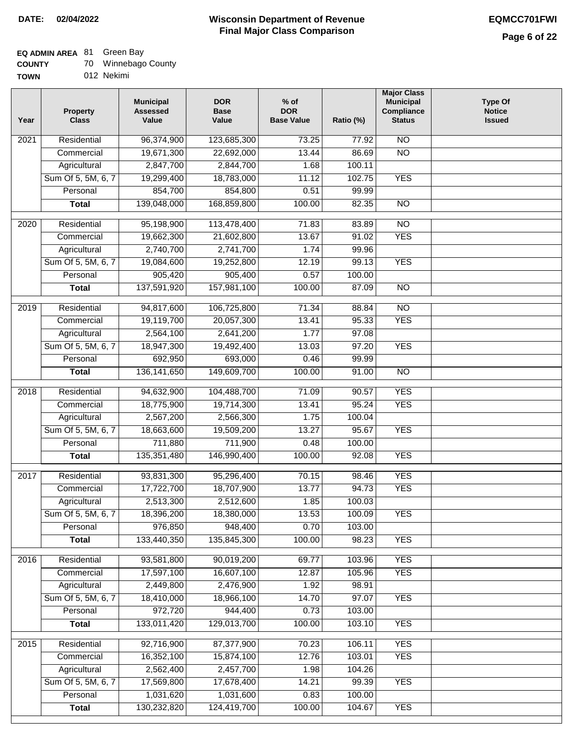**DATE: 02/04/2022**

# Wisconsin Department of Revenue
## Final Major Class Comparison

**EQMCC701FWI**

**EQ ADMIN AREA** 81 Green Bay
**COUNTY** 70 Winnebago County
**TOWN** 012 Nekimi

| Year | Property Class | Municipal Assessed Value | DOR Base Value | % of DOR Base Value | Ratio (%) | Major Class Municipal Compliance Status | Type Of Notice Issued |
|---|---|---|---|---|---|---|---|
| 2021 | Residential | 96,374,900 | 123,685,300 | 73.25 | 77.92 | NO | |
| | Commercial | 19,671,300 | 22,692,000 | 13.44 | 86.69 | NO | |
| | Agricultural | 2,847,700 | 2,844,700 | 1.68 | 100.11 | | |
| | Sum Of 5, 5M, 6, 7 | 19,299,400 | 18,783,000 | 11.12 | 102.75 | YES | |
| | Personal | 854,700 | 854,800 | 0.51 | 99.99 | | |
| | **Total** | 139,048,000 | 168,859,800 | 100.00 | 82.35 | NO | |
| 2020 | Residential | 95,198,900 | 113,478,400 | 71.83 | 83.89 | NO | |
| | Commercial | 19,662,300 | 21,602,800 | 13.67 | 91.02 | YES | |
| | Agricultural | 2,740,700 | 2,741,700 | 1.74 | 99.96 | | |
| | Sum Of 5, 5M, 6, 7 | 19,084,600 | 19,252,800 | 12.19 | 99.13 | YES | |
| | Personal | 905,420 | 905,400 | 0.57 | 100.00 | | |
| | **Total** | 137,591,920 | 157,981,100 | 100.00 | 87.09 | NO | |
| 2019 | Residential | 94,817,600 | 106,725,800 | 71.34 | 88.84 | NO | |
| | Commercial | 19,119,700 | 20,057,300 | 13.41 | 95.33 | YES | |
| | Agricultural | 2,564,100 | 2,641,200 | 1.77 | 97.08 | | |
| | Sum Of 5, 5M, 6, 7 | 18,947,300 | 19,492,400 | 13.03 | 97.20 | YES | |
| | Personal | 692,950 | 693,000 | 0.46 | 99.99 | | |
| | **Total** | 136,141,650 | 149,609,700 | 100.00 | 91.00 | NO | |
| 2018 | Residential | 94,632,900 | 104,488,700 | 71.09 | 90.57 | YES | |
| | Commercial | 18,775,900 | 19,714,300 | 13.41 | 95.24 | YES | |
| | Agricultural | 2,567,200 | 2,566,300 | 1.75 | 100.04 | | |
| | Sum Of 5, 5M, 6, 7 | 18,663,600 | 19,509,200 | 13.27 | 95.67 | YES | |
| | Personal | 711,880 | 711,900 | 0.48 | 100.00 | | |
| | **Total** | 135,351,480 | 146,990,400 | 100.00 | 92.08 | YES | |
| 2017 | Residential | 93,831,300 | 95,296,400 | 70.15 | 98.46 | YES | |
| | Commercial | 17,722,700 | 18,707,900 | 13.77 | 94.73 | YES | |
| | Agricultural | 2,513,300 | 2,512,600 | 1.85 | 100.03 | | |
| | Sum Of 5, 5M, 6, 7 | 18,396,200 | 18,380,000 | 13.53 | 100.09 | YES | |
| | Personal | 976,850 | 948,400 | 0.70 | 103.00 | | |
| | **Total** | 133,440,350 | 135,845,300 | 100.00 | 98.23 | YES | |
| 2016 | Residential | 93,581,800 | 90,019,200 | 69.77 | 103.96 | YES | |
| | Commercial | 17,597,100 | 16,607,100 | 12.87 | 105.96 | YES | |
| | Agricultural | 2,449,800 | 2,476,900 | 1.92 | 98.91 | | |
| | Sum Of 5, 5M, 6, 7 | 18,410,000 | 18,966,100 | 14.70 | 97.07 | YES | |
| | Personal | 972,720 | 944,400 | 0.73 | 103.00 | | |
| | **Total** | 133,011,420 | 129,013,700 | 100.00 | 103.10 | YES | |
| 2015 | Residential | 92,716,900 | 87,377,900 | 70.23 | 106.11 | YES | |
| | Commercial | 16,352,100 | 15,874,100 | 12.76 | 103.01 | YES | |
| | Agricultural | 2,562,400 | 2,457,700 | 1.98 | 104.26 | | |
| | Sum Of 5, 5M, 6, 7 | 17,569,800 | 17,678,400 | 14.21 | 99.39 | YES | |
| | Personal | 1,031,620 | 1,031,600 | 0.83 | 100.00 | | |
| | **Total** | 130,232,820 | 124,419,700 | 100.00 | 104.67 | YES | |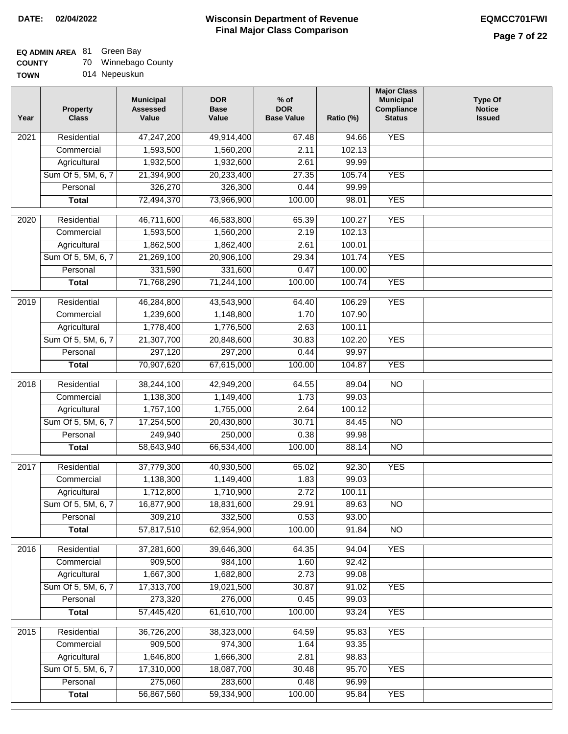**DATE:** 02/04/2022

# Wisconsin Department of Revenue
## Final Major Class Comparison

**EQMCC701FWI**

**EQ ADMIN AREA** 81 Green Bay
**COUNTY** 70 Winnebago County
**TOWN** 014 Nepeuskun

| Year | Property Class | Municipal Assessed Value | DOR Base Value | % of DOR Base Value | Ratio (%) | Major Class Municipal Compliance Status | Type Of Notice Issued |
|---|---|---|---|---|---|---|---|
| 2021 | Residential | 47,247,200 | 49,914,400 | 67.48 | 94.66 | YES | |
| | Commercial | 1,593,500 | 1,560,200 | 2.11 | 102.13 | | |
| | Agricultural | 1,932,500 | 1,932,600 | 2.61 | 99.99 | | |
| | Sum Of 5, 5M, 6, 7 | 21,394,900 | 20,233,400 | 27.35 | 105.74 | YES | |
| | Personal | 326,270 | 326,300 | 0.44 | 99.99 | | |
| | **Total** | 72,494,370 | 73,966,900 | 100.00 | 98.01 | YES | |
| 2020 | Residential | 46,711,600 | 46,583,800 | 65.39 | 100.27 | YES | |
| | Commercial | 1,593,500 | 1,560,200 | 2.19 | 102.13 | | |
| | Agricultural | 1,862,500 | 1,862,400 | 2.61 | 100.01 | | |
| | Sum Of 5, 5M, 6, 7 | 21,269,100 | 20,906,100 | 29.34 | 101.74 | YES | |
| | Personal | 331,590 | 331,600 | 0.47 | 100.00 | | |
| | **Total** | 71,768,290 | 71,244,100 | 100.00 | 100.74 | YES | |
| 2019 | Residential | 46,284,800 | 43,543,900 | 64.40 | 106.29 | YES | |
| | Commercial | 1,239,600 | 1,148,800 | 1.70 | 107.90 | | |
| | Agricultural | 1,778,400 | 1,776,500 | 2.63 | 100.11 | | |
| | Sum Of 5, 5M, 6, 7 | 21,307,700 | 20,848,600 | 30.83 | 102.20 | YES | |
| | Personal | 297,120 | 297,200 | 0.44 | 99.97 | | |
| | **Total** | 70,907,620 | 67,615,000 | 100.00 | 104.87 | YES | |
| 2018 | Residential | 38,244,100 | 42,949,200 | 64.55 | 89.04 | NO | |
| | Commercial | 1,138,300 | 1,149,400 | 1.73 | 99.03 | | |
| | Agricultural | 1,757,100 | 1,755,000 | 2.64 | 100.12 | | |
| | Sum Of 5, 5M, 6, 7 | 17,254,500 | 20,430,800 | 30.71 | 84.45 | NO | |
| | Personal | 249,940 | 250,000 | 0.38 | 99.98 | | |
| | **Total** | 58,643,940 | 66,534,400 | 100.00 | 88.14 | NO | |
| 2017 | Residential | 37,779,300 | 40,930,500 | 65.02 | 92.30 | YES | |
| | Commercial | 1,138,300 | 1,149,400 | 1.83 | 99.03 | | |
| | Agricultural | 1,712,800 | 1,710,900 | 2.72 | 100.11 | | |
| | Sum Of 5, 5M, 6, 7 | 16,877,900 | 18,831,600 | 29.91 | 89.63 | NO | |
| | Personal | 309,210 | 332,500 | 0.53 | 93.00 | | |
| | **Total** | 57,817,510 | 62,954,900 | 100.00 | 91.84 | NO | |
| 2016 | Residential | 37,281,600 | 39,646,300 | 64.35 | 94.04 | YES | |
| | Commercial | 909,500 | 984,100 | 1.60 | 92.42 | | |
| | Agricultural | 1,667,300 | 1,682,800 | 2.73 | 99.08 | | |
| | Sum Of 5, 5M, 6, 7 | 17,313,700 | 19,021,500 | 30.87 | 91.02 | YES | |
| | Personal | 273,320 | 276,000 | 0.45 | 99.03 | | |
| | **Total** | 57,445,420 | 61,610,700 | 100.00 | 93.24 | YES | |
| 2015 | Residential | 36,726,200 | 38,323,000 | 64.59 | 95.83 | YES | |
| | Commercial | 909,500 | 974,300 | 1.64 | 93.35 | | |
| | Agricultural | 1,646,800 | 1,666,300 | 2.81 | 98.83 | | |
| | Sum Of 5, 5M, 6, 7 | 17,310,000 | 18,087,700 | 30.48 | 95.70 | YES | |
| | Personal | 275,060 | 283,600 | 0.48 | 96.99 | | |
| | **Total** | 56,867,560 | 59,334,900 | 100.00 | 95.84 | YES | |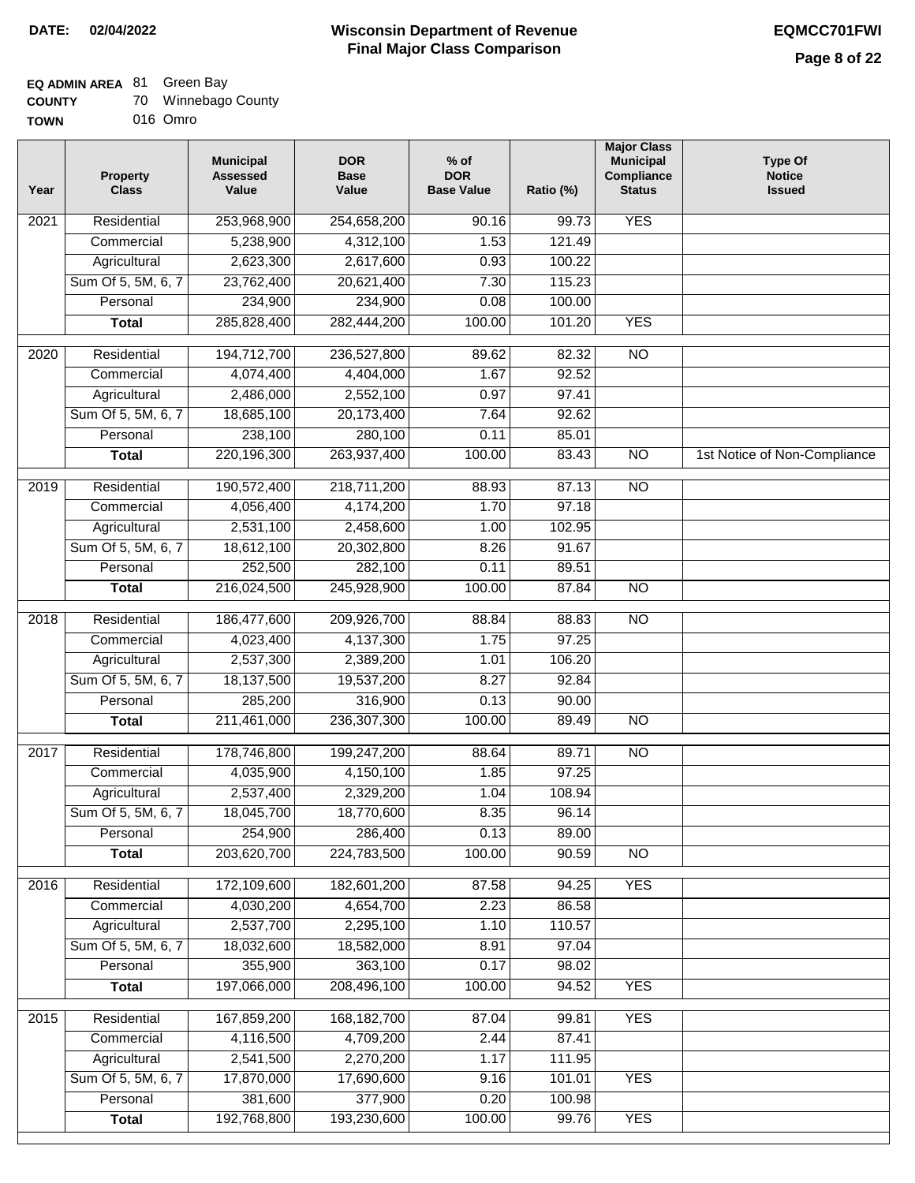**DATE:** 02/04/2022

# Wisconsin Department of Revenue
## Final Major Class Comparison

**EQMCC701FWI**

**EQ ADMIN AREA** 81 Green Bay
**COUNTY** 70 Winnebago County
**TOWN** 016 Omro

| Year | Property Class | Municipal Assessed Value | DOR Base Value | % of DOR Base Value | Ratio (%) | Major Class Municipal Compliance Status | Type Of Notice Issued |
|---|---|---|---|---|---|---|---|
| 2021 | Residential | 253,968,900 | 254,658,200 | 90.16 | 99.73 | YES | |
| | Commercial | 5,238,900 | 4,312,100 | 1.53 | 121.49 | | |
| | Agricultural | 2,623,300 | 2,617,600 | 0.93 | 100.22 | | |
| | Sum Of 5, 5M, 6, 7 | 23,762,400 | 20,621,400 | 7.30 | 115.23 | | |
| | Personal | 234,900 | 234,900 | 0.08 | 100.00 | | |
| | **Total** | 285,828,400 | 282,444,200 | 100.00 | 101.20 | YES | |
| 2020 | Residential | 194,712,700 | 236,527,800 | 89.62 | 82.32 | NO | |
| | Commercial | 4,074,400 | 4,404,000 | 1.67 | 92.52 | | |
| | Agricultural | 2,486,000 | 2,552,100 | 0.97 | 97.41 | | |
| | Sum Of 5, 5M, 6, 7 | 18,685,100 | 20,173,400 | 7.64 | 92.62 | | |
| | Personal | 238,100 | 280,100 | 0.11 | 85.01 | | |
| | **Total** | 220,196,300 | 263,937,400 | 100.00 | 83.43 | NO | 1st Notice of Non-Compliance |
| 2019 | Residential | 190,572,400 | 218,711,200 | 88.93 | 87.13 | NO | |
| | Commercial | 4,056,400 | 4,174,200 | 1.70 | 97.18 | | |
| | Agricultural | 2,531,100 | 2,458,600 | 1.00 | 102.95 | | |
| | Sum Of 5, 5M, 6, 7 | 18,612,100 | 20,302,800 | 8.26 | 91.67 | | |
| | Personal | 252,500 | 282,100 | 0.11 | 89.51 | | |
| | **Total** | 216,024,500 | 245,928,900 | 100.00 | 87.84 | NO | |
| 2018 | Residential | 186,477,600 | 209,926,700 | 88.84 | 88.83 | NO | |
| | Commercial | 4,023,400 | 4,137,300 | 1.75 | 97.25 | | |
| | Agricultural | 2,537,300 | 2,389,200 | 1.01 | 106.20 | | |
| | Sum Of 5, 5M, 6, 7 | 18,137,500 | 19,537,200 | 8.27 | 92.84 | | |
| | Personal | 285,200 | 316,900 | 0.13 | 90.00 | | |
| | **Total** | 211,461,000 | 236,307,300 | 100.00 | 89.49 | NO | |
| 2017 | Residential | 178,746,800 | 199,247,200 | 88.64 | 89.71 | NO | |
| | Commercial | 4,035,900 | 4,150,100 | 1.85 | 97.25 | | |
| | Agricultural | 2,537,400 | 2,329,200 | 1.04 | 108.94 | | |
| | Sum Of 5, 5M, 6, 7 | 18,045,700 | 18,770,600 | 8.35 | 96.14 | | |
| | Personal | 254,900 | 286,400 | 0.13 | 89.00 | | |
| | **Total** | 203,620,700 | 224,783,500 | 100.00 | 90.59 | NO | |
| 2016 | Residential | 172,109,600 | 182,601,200 | 87.58 | 94.25 | YES | |
| | Commercial | 4,030,200 | 4,654,700 | 2.23 | 86.58 | | |
| | Agricultural | 2,537,700 | 2,295,100 | 1.10 | 110.57 | | |
| | Sum Of 5, 5M, 6, 7 | 18,032,600 | 18,582,000 | 8.91 | 97.04 | | |
| | Personal | 355,900 | 363,100 | 0.17 | 98.02 | | |
| | **Total** | 197,066,000 | 208,496,100 | 100.00 | 94.52 | YES | |
| 2015 | Residential | 167,859,200 | 168,182,700 | 87.04 | 99.81 | YES | |
| | Commercial | 4,116,500 | 4,709,200 | 2.44 | 87.41 | | |
| | Agricultural | 2,541,500 | 2,270,200 | 1.17 | 111.95 | | |
| | Sum Of 5, 5M, 6, 7 | 17,870,000 | 17,690,600 | 9.16 | 101.01 | YES | |
| | Personal | 381,600 | 377,900 | 0.20 | 100.98 | | |
| | **Total** | 192,768,800 | 193,230,600 | 100.00 | 99.76 | YES | |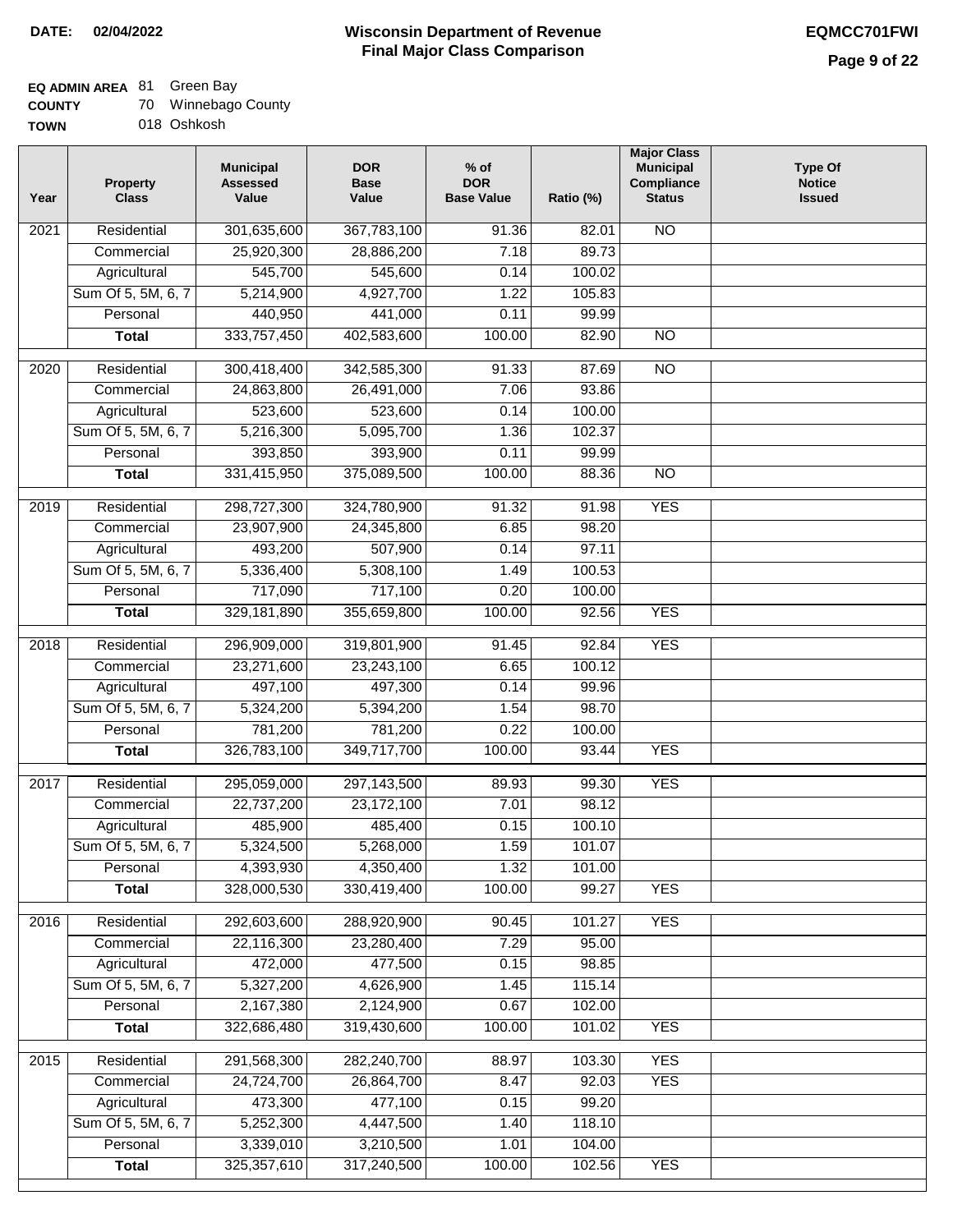**DATE:** 02/04/2022

# Wisconsin Department of Revenue
## Final Major Class Comparison

**EQMCC701FWI**

**EQ ADMIN AREA** 81 Green Bay
**COUNTY** 70 Winnebago County
**TOWN** 018 Oshkosh

| Year | Property Class | Municipal Assessed Value | DOR Base Value | % of DOR Base Value | Ratio (%) | Major Class Municipal Compliance Status | Type Of Notice Issued |
|---|---|---|---|---|---|---|---|
| 2021 | Residential | 301,635,600 | 367,783,100 | 91.36 | 82.01 | NO | |
| | Commercial | 25,920,300 | 28,886,200 | 7.18 | 89.73 | | |
| | Agricultural | 545,700 | 545,600 | 0.14 | 100.02 | | |
| | Sum Of 5, 5M, 6, 7 | 5,214,900 | 4,927,700 | 1.22 | 105.83 | | |
| | Personal | 440,950 | 441,000 | 0.11 | 99.99 | | |
| | **Total** | 333,757,450 | 402,583,600 | 100.00 | 82.90 | NO | |
| 2020 | Residential | 300,418,400 | 342,585,300 | 91.33 | 87.69 | NO | |
| | Commercial | 24,863,800 | 26,491,000 | 7.06 | 93.86 | | |
| | Agricultural | 523,600 | 523,600 | 0.14 | 100.00 | | |
| | Sum Of 5, 5M, 6, 7 | 5,216,300 | 5,095,700 | 1.36 | 102.37 | | |
| | Personal | 393,850 | 393,900 | 0.11 | 99.99 | | |
| | **Total** | 331,415,950 | 375,089,500 | 100.00 | 88.36 | NO | |
| 2019 | Residential | 298,727,300 | 324,780,900 | 91.32 | 91.98 | YES | |
| | Commercial | 23,907,900 | 24,345,800 | 6.85 | 98.20 | | |
| | Agricultural | 493,200 | 507,900 | 0.14 | 97.11 | | |
| | Sum Of 5, 5M, 6, 7 | 5,336,400 | 5,308,100 | 1.49 | 100.53 | | |
| | Personal | 717,090 | 717,100 | 0.20 | 100.00 | | |
| | **Total** | 329,181,890 | 355,659,800 | 100.00 | 92.56 | YES | |
| 2018 | Residential | 296,909,000 | 319,801,900 | 91.45 | 92.84 | YES | |
| | Commercial | 23,271,600 | 23,243,100 | 6.65 | 100.12 | | |
| | Agricultural | 497,100 | 497,300 | 0.14 | 99.96 | | |
| | Sum Of 5, 5M, 6, 7 | 5,324,200 | 5,394,200 | 1.54 | 98.70 | | |
| | Personal | 781,200 | 781,200 | 0.22 | 100.00 | | |
| | **Total** | 326,783,100 | 349,717,700 | 100.00 | 93.44 | YES | |
| 2017 | Residential | 295,059,000 | 297,143,500 | 89.93 | 99.30 | YES | |
| | Commercial | 22,737,200 | 23,172,100 | 7.01 | 98.12 | | |
| | Agricultural | 485,900 | 485,400 | 0.15 | 100.10 | | |
| | Sum Of 5, 5M, 6, 7 | 5,324,500 | 5,268,000 | 1.59 | 101.07 | | |
| | Personal | 4,393,930 | 4,350,400 | 1.32 | 101.00 | | |
| | **Total** | 328,000,530 | 330,419,400 | 100.00 | 99.27 | YES | |
| 2016 | Residential | 292,603,600 | 288,920,900 | 90.45 | 101.27 | YES | |
| | Commercial | 22,116,300 | 23,280,400 | 7.29 | 95.00 | | |
| | Agricultural | 472,000 | 477,500 | 0.15 | 98.85 | | |
| | Sum Of 5, 5M, 6, 7 | 5,327,200 | 4,626,900 | 1.45 | 115.14 | | |
| | Personal | 2,167,380 | 2,124,900 | 0.67 | 102.00 | | |
| | **Total** | 322,686,480 | 319,430,600 | 100.00 | 101.02 | YES | |
| 2015 | Residential | 291,568,300 | 282,240,700 | 88.97 | 103.30 | YES | |
| | Commercial | 24,724,700 | 26,864,700 | 8.47 | 92.03 | YES | |
| | Agricultural | 473,300 | 477,100 | 0.15 | 99.20 | | |
| | Sum Of 5, 5M, 6, 7 | 5,252,300 | 4,447,500 | 1.40 | 118.10 | | |
| | Personal | 3,339,010 | 3,210,500 | 1.01 | 104.00 | | |
| | **Total** | 325,357,610 | 317,240,500 | 100.00 | 102.56 | YES | |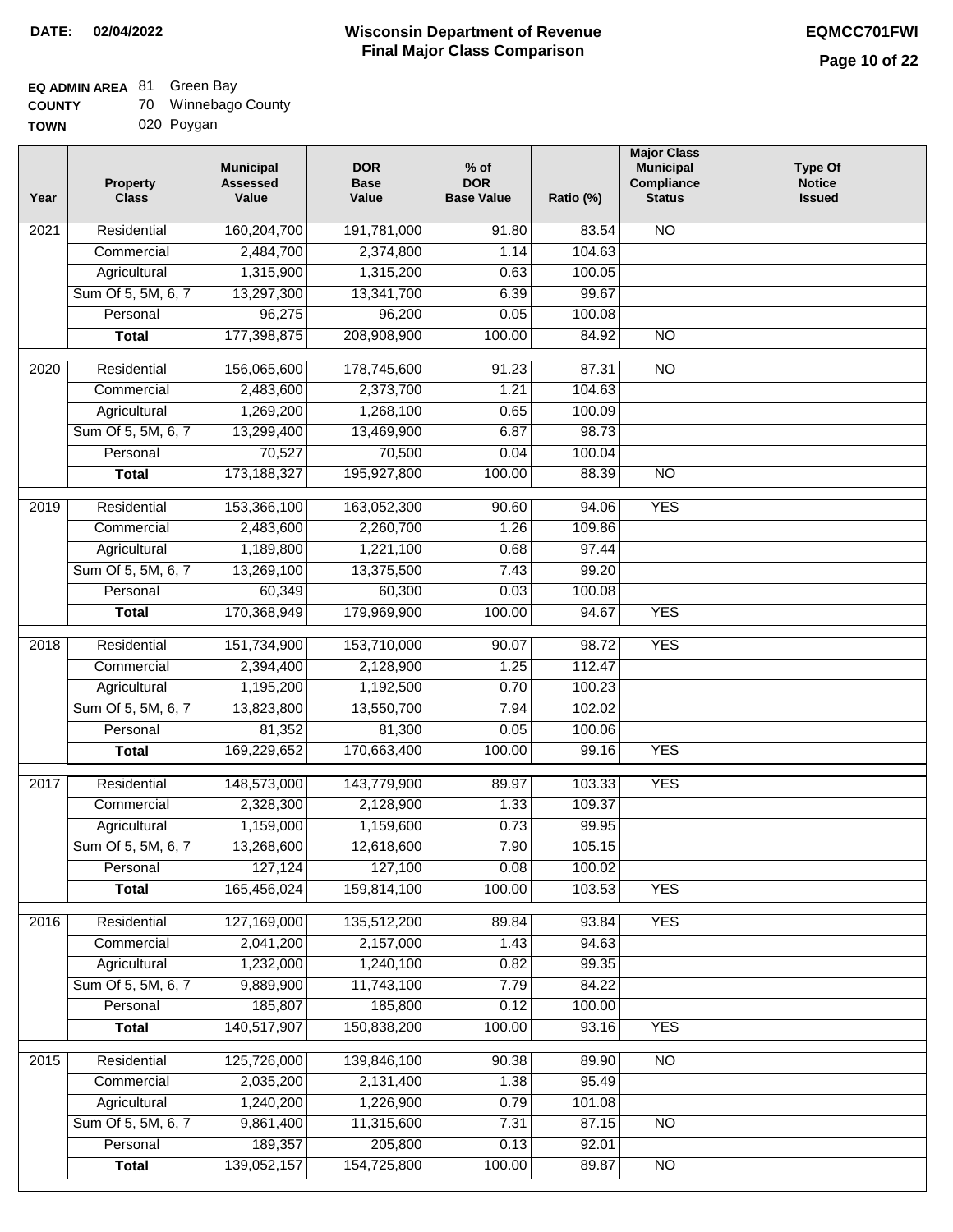**DATE:** 02/04/2022

# Wisconsin Department of Revenue
## Final Major Class Comparison

**EQMCC701FWI**

**EQ ADMIN AREA** 81 Green Bay
**COUNTY** 70 Winnebago County
**TOWN** 020 Poygan

| Year | Property Class | Municipal Assessed Value | DOR Base Value | % of DOR Base Value | Ratio (%) | Major Class Municipal Compliance Status | Type Of Notice Issued |
|---|---|---|---|---|---|---|---|
| 2021 | Residential | 160,204,700 | 191,781,000 | 91.80 | 83.54 | NO | |
| | Commercial | 2,484,700 | 2,374,800 | 1.14 | 104.63 | | |
| | Agricultural | 1,315,900 | 1,315,200 | 0.63 | 100.05 | | |
| | Sum Of 5, 5M, 6, 7 | 13,297,300 | 13,341,700 | 6.39 | 99.67 | | |
| | Personal | 96,275 | 96,200 | 0.05 | 100.08 | | |
| | **Total** | 177,398,875 | 208,908,900 | 100.00 | 84.92 | NO | |
| 2020 | Residential | 156,065,600 | 178,745,600 | 91.23 | 87.31 | NO | |
| | Commercial | 2,483,600 | 2,373,700 | 1.21 | 104.63 | | |
| | Agricultural | 1,269,200 | 1,268,100 | 0.65 | 100.09 | | |
| | Sum Of 5, 5M, 6, 7 | 13,299,400 | 13,469,900 | 6.87 | 98.73 | | |
| | Personal | 70,527 | 70,500 | 0.04 | 100.04 | | |
| | **Total** | 173,188,327 | 195,927,800 | 100.00 | 88.39 | NO | |
| 2019 | Residential | 153,366,100 | 163,052,300 | 90.60 | 94.06 | YES | |
| | Commercial | 2,483,600 | 2,260,700 | 1.26 | 109.86 | | |
| | Agricultural | 1,189,800 | 1,221,100 | 0.68 | 97.44 | | |
| | Sum Of 5, 5M, 6, 7 | 13,269,100 | 13,375,500 | 7.43 | 99.20 | | |
| | Personal | 60,349 | 60,300 | 0.03 | 100.08 | | |
| | **Total** | 170,368,949 | 179,969,900 | 100.00 | 94.67 | YES | |
| 2018 | Residential | 151,734,900 | 153,710,000 | 90.07 | 98.72 | YES | |
| | Commercial | 2,394,400 | 2,128,900 | 1.25 | 112.47 | | |
| | Agricultural | 1,195,200 | 1,192,500 | 0.70 | 100.23 | | |
| | Sum Of 5, 5M, 6, 7 | 13,823,800 | 13,550,700 | 7.94 | 102.02 | | |
| | Personal | 81,352 | 81,300 | 0.05 | 100.06 | | |
| | **Total** | 169,229,652 | 170,663,400 | 100.00 | 99.16 | YES | |
| 2017 | Residential | 148,573,000 | 143,779,900 | 89.97 | 103.33 | YES | |
| | Commercial | 2,328,300 | 2,128,900 | 1.33 | 109.37 | | |
| | Agricultural | 1,159,000 | 1,159,600 | 0.73 | 99.95 | | |
| | Sum Of 5, 5M, 6, 7 | 13,268,600 | 12,618,600 | 7.90 | 105.15 | | |
| | Personal | 127,124 | 127,100 | 0.08 | 100.02 | | |
| | **Total** | 165,456,024 | 159,814,100 | 100.00 | 103.53 | YES | |
| 2016 | Residential | 127,169,000 | 135,512,200 | 89.84 | 93.84 | YES | |
| | Commercial | 2,041,200 | 2,157,000 | 1.43 | 94.63 | | |
| | Agricultural | 1,232,000 | 1,240,100 | 0.82 | 99.35 | | |
| | Sum Of 5, 5M, 6, 7 | 9,889,900 | 11,743,100 | 7.79 | 84.22 | | |
| | Personal | 185,807 | 185,800 | 0.12 | 100.00 | | |
| | **Total** | 140,517,907 | 150,838,200 | 100.00 | 93.16 | YES | |
| 2015 | Residential | 125,726,000 | 139,846,100 | 90.38 | 89.90 | NO | |
| | Commercial | 2,035,200 | 2,131,400 | 1.38 | 95.49 | | |
| | Agricultural | 1,240,200 | 1,226,900 | 0.79 | 101.08 | | |
| | Sum Of 5, 5M, 6, 7 | 9,861,400 | 11,315,600 | 7.31 | 87.15 | NO | |
| | Personal | 189,357 | 205,800 | 0.13 | 92.01 | | |
| | **Total** | 139,052,157 | 154,725,800 | 100.00 | 89.87 | NO | |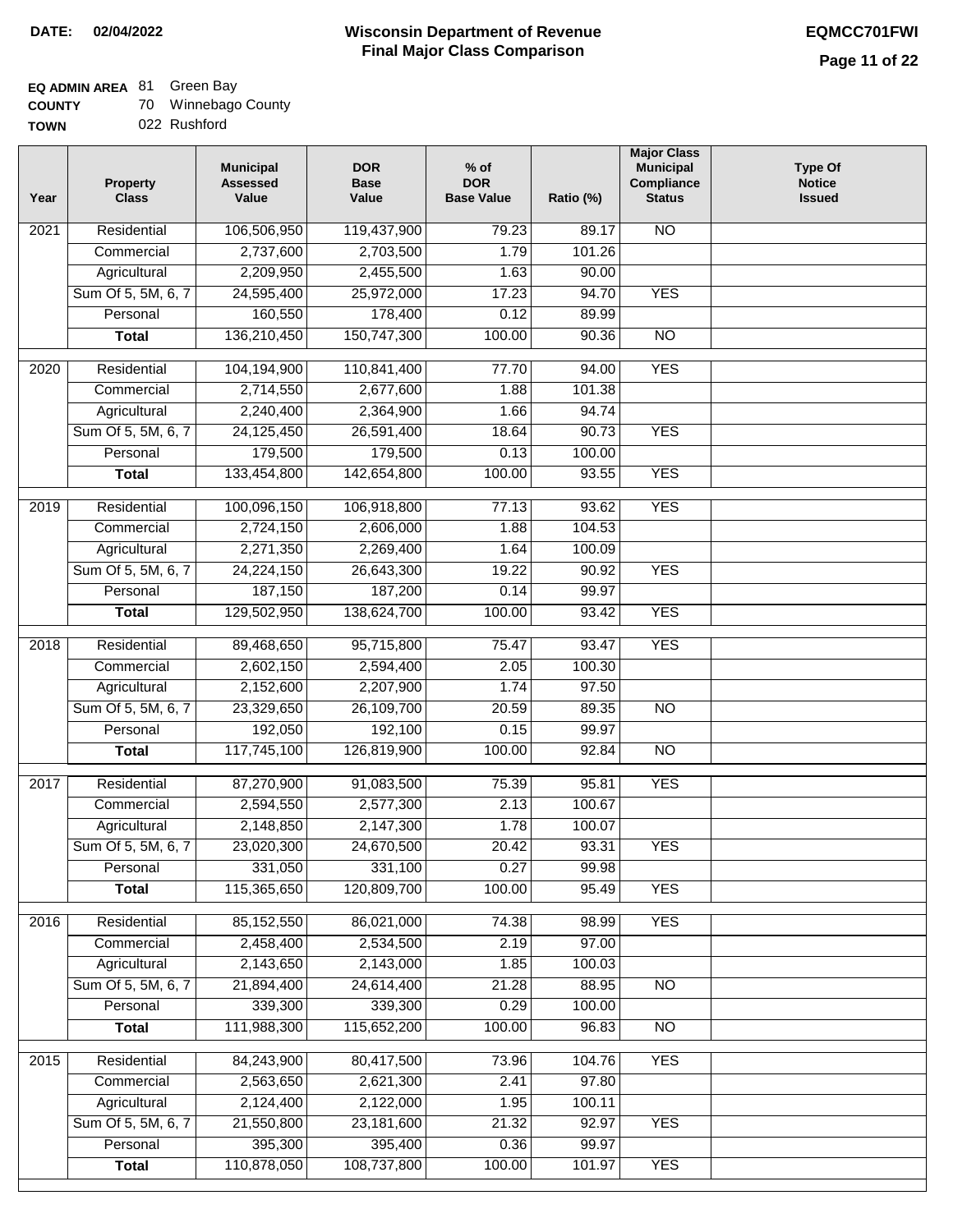**DATE: 02/04/2022**

# Wisconsin Department of Revenue
## Final Major Class Comparison

**EQMCC701FWI**

**EQ ADMIN AREA** 81 Green Bay
**COUNTY** 70 Winnebago County
**TOWN** 022 Rushford

| Year | Property Class | Municipal Assessed Value | DOR Base Value | % of DOR Base Value | Ratio (%) | Major Class Municipal Compliance Status | Type Of Notice Issued |
|---|---|---|---|---|---|---|---|
| 2021 | Residential | 106,506,950 | 119,437,900 | 79.23 | 89.17 | NO | |
| | Commercial | 2,737,600 | 2,703,500 | 1.79 | 101.26 | | |
| | Agricultural | 2,209,950 | 2,455,500 | 1.63 | 90.00 | | |
| | Sum Of 5, 5M, 6, 7 | 24,595,400 | 25,972,000 | 17.23 | 94.70 | YES | |
| | Personal | 160,550 | 178,400 | 0.12 | 89.99 | | |
| | **Total** | 136,210,450 | 150,747,300 | 100.00 | 90.36 | NO | |
| 2020 | Residential | 104,194,900 | 110,841,400 | 77.70 | 94.00 | YES | |
| | Commercial | 2,714,550 | 2,677,600 | 1.88 | 101.38 | | |
| | Agricultural | 2,240,400 | 2,364,900 | 1.66 | 94.74 | | |
| | Sum Of 5, 5M, 6, 7 | 24,125,450 | 26,591,400 | 18.64 | 90.73 | YES | |
| | Personal | 179,500 | 179,500 | 0.13 | 100.00 | | |
| | **Total** | 133,454,800 | 142,654,800 | 100.00 | 93.55 | YES | |
| 2019 | Residential | 100,096,150 | 106,918,800 | 77.13 | 93.62 | YES | |
| | Commercial | 2,724,150 | 2,606,000 | 1.88 | 104.53 | | |
| | Agricultural | 2,271,350 | 2,269,400 | 1.64 | 100.09 | | |
| | Sum Of 5, 5M, 6, 7 | 24,224,150 | 26,643,300 | 19.22 | 90.92 | YES | |
| | Personal | 187,150 | 187,200 | 0.14 | 99.97 | | |
| | **Total** | 129,502,950 | 138,624,700 | 100.00 | 93.42 | YES | |
| 2018 | Residential | 89,468,650 | 95,715,800 | 75.47 | 93.47 | YES | |
| | Commercial | 2,602,150 | 2,594,400 | 2.05 | 100.30 | | |
| | Agricultural | 2,152,600 | 2,207,900 | 1.74 | 97.50 | | |
| | Sum Of 5, 5M, 6, 7 | 23,329,650 | 26,109,700 | 20.59 | 89.35 | NO | |
| | Personal | 192,050 | 192,100 | 0.15 | 99.97 | | |
| | **Total** | 117,745,100 | 126,819,900 | 100.00 | 92.84 | NO | |
| 2017 | Residential | 87,270,900 | 91,083,500 | 75.39 | 95.81 | YES | |
| | Commercial | 2,594,550 | 2,577,300 | 2.13 | 100.67 | | |
| | Agricultural | 2,148,850 | 2,147,300 | 1.78 | 100.07 | | |
| | Sum Of 5, 5M, 6, 7 | 23,020,300 | 24,670,500 | 20.42 | 93.31 | YES | |
| | Personal | 331,050 | 331,100 | 0.27 | 99.98 | | |
| | **Total** | 115,365,650 | 120,809,700 | 100.00 | 95.49 | YES | |
| 2016 | Residential | 85,152,550 | 86,021,000 | 74.38 | 98.99 | YES | |
| | Commercial | 2,458,400 | 2,534,500 | 2.19 | 97.00 | | |
| | Agricultural | 2,143,650 | 2,143,000 | 1.85 | 100.03 | | |
| | Sum Of 5, 5M, 6, 7 | 21,894,400 | 24,614,400 | 21.28 | 88.95 | NO | |
| | Personal | 339,300 | 339,300 | 0.29 | 100.00 | | |
| | **Total** | 111,988,300 | 115,652,200 | 100.00 | 96.83 | NO | |
| 2015 | Residential | 84,243,900 | 80,417,500 | 73.96 | 104.76 | YES | |
| | Commercial | 2,563,650 | 2,621,300 | 2.41 | 97.80 | | |
| | Agricultural | 2,124,400 | 2,122,000 | 1.95 | 100.11 | | |
| | Sum Of 5, 5M, 6, 7 | 21,550,800 | 23,181,600 | 21.32 | 92.97 | YES | |
| | Personal | 395,300 | 395,400 | 0.36 | 99.97 | | |
| | **Total** | 110,878,050 | 108,737,800 | 100.00 | 101.97 | YES | |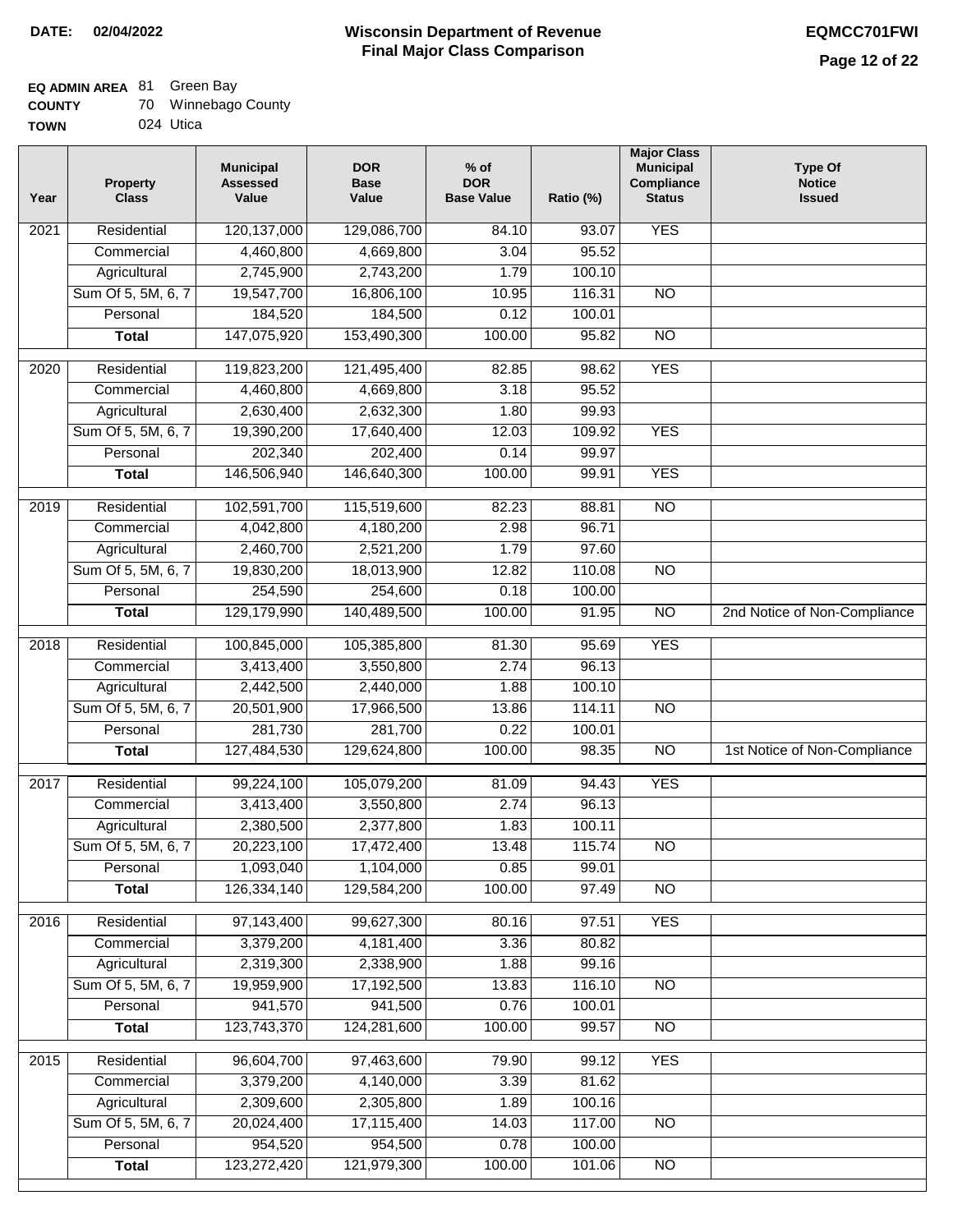DATE: 02/04/2022

# Wisconsin Department of Revenue
## Final Major Class Comparison

EQMCC701FWI

**EQ ADMIN AREA** 81 Green Bay
**COUNTY** 70 Winnebago County
**TOWN** 024 Utica

| Year | Property Class | Municipal Assessed Value | DOR Base Value | % of DOR Base Value | Ratio (%) | Major Class Municipal Compliance Status | Type Of Notice Issued |
|---|---|---|---|---|---|---|---|
| 2021 | Residential | 120,137,000 | 129,086,700 | 84.10 | 93.07 | YES | |
| | Commercial | 4,460,800 | 4,669,800 | 3.04 | 95.52 | | |
| | Agricultural | 2,745,900 | 2,743,200 | 1.79 | 100.10 | | |
| | Sum Of 5, 5M, 6, 7 | 19,547,700 | 16,806,100 | 10.95 | 116.31 | NO | |
| | Personal | 184,520 | 184,500 | 0.12 | 100.01 | | |
| | **Total** | 147,075,920 | 153,490,300 | 100.00 | 95.82 | NO | |
| 2020 | Residential | 119,823,200 | 121,495,400 | 82.85 | 98.62 | YES | |
| | Commercial | 4,460,800 | 4,669,800 | 3.18 | 95.52 | | |
| | Agricultural | 2,630,400 | 2,632,300 | 1.80 | 99.93 | | |
| | Sum Of 5, 5M, 6, 7 | 19,390,200 | 17,640,400 | 12.03 | 109.92 | YES | |
| | Personal | 202,340 | 202,400 | 0.14 | 99.97 | | |
| | **Total** | 146,506,940 | 146,640,300 | 100.00 | 99.91 | YES | |
| 2019 | Residential | 102,591,700 | 115,519,600 | 82.23 | 88.81 | NO | |
| | Commercial | 4,042,800 | 4,180,200 | 2.98 | 96.71 | | |
| | Agricultural | 2,460,700 | 2,521,200 | 1.79 | 97.60 | | |
| | Sum Of 5, 5M, 6, 7 | 19,830,200 | 18,013,900 | 12.82 | 110.08 | NO | |
| | Personal | 254,590 | 254,600 | 0.18 | 100.00 | | |
| | **Total** | 129,179,990 | 140,489,500 | 100.00 | 91.95 | NO | 2nd Notice of Non-Compliance |
| 2018 | Residential | 100,845,000 | 105,385,800 | 81.30 | 95.69 | YES | |
| | Commercial | 3,413,400 | 3,550,800 | 2.74 | 96.13 | | |
| | Agricultural | 2,442,500 | 2,440,000 | 1.88 | 100.10 | | |
| | Sum Of 5, 5M, 6, 7 | 20,501,900 | 17,966,500 | 13.86 | 114.11 | NO | |
| | Personal | 281,730 | 281,700 | 0.22 | 100.01 | | |
| | **Total** | 127,484,530 | 129,624,800 | 100.00 | 98.35 | NO | 1st Notice of Non-Compliance |
| 2017 | Residential | 99,224,100 | 105,079,200 | 81.09 | 94.43 | YES | |
| | Commercial | 3,413,400 | 3,550,800 | 2.74 | 96.13 | | |
| | Agricultural | 2,380,500 | 2,377,800 | 1.83 | 100.11 | | |
| | Sum Of 5, 5M, 6, 7 | 20,223,100 | 17,472,400 | 13.48 | 115.74 | NO | |
| | Personal | 1,093,040 | 1,104,000 | 0.85 | 99.01 | | |
| | **Total** | 126,334,140 | 129,584,200 | 100.00 | 97.49 | NO | |
| 2016 | Residential | 97,143,400 | 99,627,300 | 80.16 | 97.51 | YES | |
| | Commercial | 3,379,200 | 4,181,400 | 3.36 | 80.82 | | |
| | Agricultural | 2,319,300 | 2,338,900 | 1.88 | 99.16 | | |
| | Sum Of 5, 5M, 6, 7 | 19,959,900 | 17,192,500 | 13.83 | 116.10 | NO | |
| | Personal | 941,570 | 941,500 | 0.76 | 100.01 | | |
| | **Total** | 123,743,370 | 124,281,600 | 100.00 | 99.57 | NO | |
| 2015 | Residential | 96,604,700 | 97,463,600 | 79.90 | 99.12 | YES | |
| | Commercial | 3,379,200 | 4,140,000 | 3.39 | 81.62 | | |
| | Agricultural | 2,309,600 | 2,305,800 | 1.89 | 100.16 | | |
| | Sum Of 5, 5M, 6, 7 | 20,024,400 | 17,115,400 | 14.03 | 117.00 | NO | |
| | Personal | 954,520 | 954,500 | 0.78 | 100.00 | | |
| | **Total** | 123,272,420 | 121,979,300 | 100.00 | 101.06 | NO | |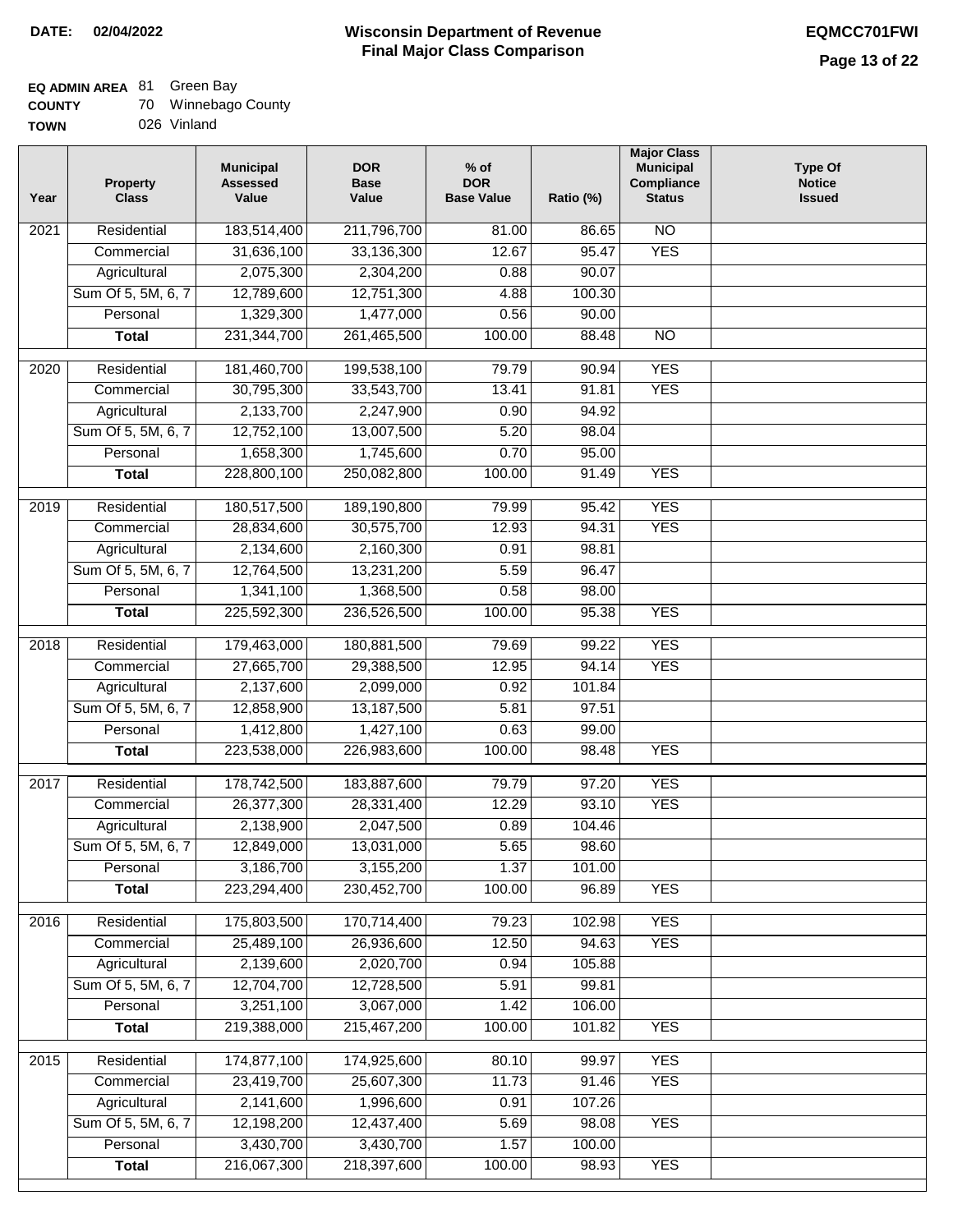**DATE: 02/04/2022**

# Wisconsin Department of Revenue
## Final Major Class Comparison

**EQMCC701FWI**

**EQ ADMIN AREA** 81 Green Bay
**COUNTY** 70 Winnebago County
**TOWN** 026 Vinland

| Year | Property Class | Municipal Assessed Value | DOR Base Value | % of DOR Base Value | Ratio (%) | Major Class Municipal Compliance Status | Type Of Notice Issued |
|---|---|---|---|---|---|---|---|
| 2021 | Residential | 183,514,400 | 211,796,700 | 81.00 | 86.65 | NO | |
| | Commercial | 31,636,100 | 33,136,300 | 12.67 | 95.47 | YES | |
| | Agricultural | 2,075,300 | 2,304,200 | 0.88 | 90.07 | | |
| | Sum Of 5, 5M, 6, 7 | 12,789,600 | 12,751,300 | 4.88 | 100.30 | | |
| | Personal | 1,329,300 | 1,477,000 | 0.56 | 90.00 | | |
| | **Total** | 231,344,700 | 261,465,500 | 100.00 | 88.48 | NO | |
| 2020 | Residential | 181,460,700 | 199,538,100 | 79.79 | 90.94 | YES | |
| | Commercial | 30,795,300 | 33,543,700 | 13.41 | 91.81 | YES | |
| | Agricultural | 2,133,700 | 2,247,900 | 0.90 | 94.92 | | |
| | Sum Of 5, 5M, 6, 7 | 12,752,100 | 13,007,500 | 5.20 | 98.04 | | |
| | Personal | 1,658,300 | 1,745,600 | 0.70 | 95.00 | | |
| | **Total** | 228,800,100 | 250,082,800 | 100.00 | 91.49 | YES | |
| 2019 | Residential | 180,517,500 | 189,190,800 | 79.99 | 95.42 | YES | |
| | Commercial | 28,834,600 | 30,575,700 | 12.93 | 94.31 | YES | |
| | Agricultural | 2,134,600 | 2,160,300 | 0.91 | 98.81 | | |
| | Sum Of 5, 5M, 6, 7 | 12,764,500 | 13,231,200 | 5.59 | 96.47 | | |
| | Personal | 1,341,100 | 1,368,500 | 0.58 | 98.00 | | |
| | **Total** | 225,592,300 | 236,526,500 | 100.00 | 95.38 | YES | |
| 2018 | Residential | 179,463,000 | 180,881,500 | 79.69 | 99.22 | YES | |
| | Commercial | 27,665,700 | 29,388,500 | 12.95 | 94.14 | YES | |
| | Agricultural | 2,137,600 | 2,099,000 | 0.92 | 101.84 | | |
| | Sum Of 5, 5M, 6, 7 | 12,858,900 | 13,187,500 | 5.81 | 97.51 | | |
| | Personal | 1,412,800 | 1,427,100 | 0.63 | 99.00 | | |
| | **Total** | 223,538,000 | 226,983,600 | 100.00 | 98.48 | YES | |
| 2017 | Residential | 178,742,500 | 183,887,600 | 79.79 | 97.20 | YES | |
| | Commercial | 26,377,300 | 28,331,400 | 12.29 | 93.10 | YES | |
| | Agricultural | 2,138,900 | 2,047,500 | 0.89 | 104.46 | | |
| | Sum Of 5, 5M, 6, 7 | 12,849,000 | 13,031,000 | 5.65 | 98.60 | | |
| | Personal | 3,186,700 | 3,155,200 | 1.37 | 101.00 | | |
| | **Total** | 223,294,400 | 230,452,700 | 100.00 | 96.89 | YES | |
| 2016 | Residential | 175,803,500 | 170,714,400 | 79.23 | 102.98 | YES | |
| | Commercial | 25,489,100 | 26,936,600 | 12.50 | 94.63 | YES | |
| | Agricultural | 2,139,600 | 2,020,700 | 0.94 | 105.88 | | |
| | Sum Of 5, 5M, 6, 7 | 12,704,700 | 12,728,500 | 5.91 | 99.81 | | |
| | Personal | 3,251,100 | 3,067,000 | 1.42 | 106.00 | | |
| | **Total** | 219,388,000 | 215,467,200 | 100.00 | 101.82 | YES | |
| 2015 | Residential | 174,877,100 | 174,925,600 | 80.10 | 99.97 | YES | |
| | Commercial | 23,419,700 | 25,607,300 | 11.73 | 91.46 | YES | |
| | Agricultural | 2,141,600 | 1,996,600 | 0.91 | 107.26 | | |
| | Sum Of 5, 5M, 6, 7 | 12,198,200 | 12,437,400 | 5.69 | 98.08 | YES | |
| | Personal | 3,430,700 | 3,430,700 | 1.57 | 100.00 | | |
| | **Total** | 216,067,300 | 218,397,600 | 100.00 | 98.93 | YES | |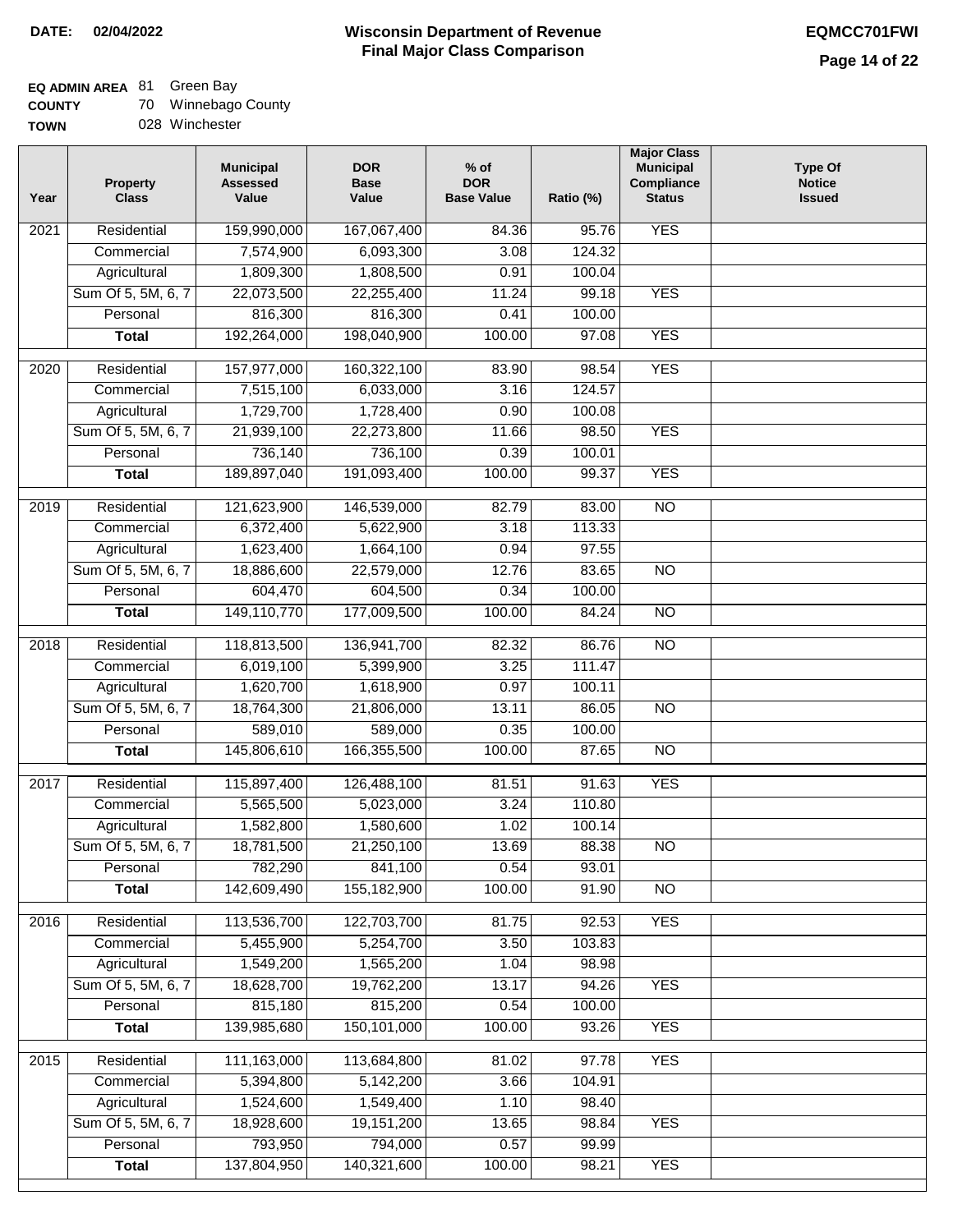**DATE:** 02/04/2022

# Wisconsin Department of Revenue
## Final Major Class Comparison

**EQMCC701FWI**

**EQ ADMIN AREA** 81 Green Bay
**COUNTY** 70 Winnebago County
**TOWN** 028 Winchester

| Year | Property Class | Municipal Assessed Value | DOR Base Value | % of DOR Base Value | Ratio (%) | Major Class Municipal Compliance Status | Type Of Notice Issued |
|---|---|---|---|---|---|---|---|
| 2021 | Residential | 159,990,000 | 167,067,400 | 84.36 | 95.76 | YES | |
| | Commercial | 7,574,900 | 6,093,300 | 3.08 | 124.32 | | |
| | Agricultural | 1,809,300 | 1,808,500 | 0.91 | 100.04 | | |
| | Sum Of 5, 5M, 6, 7 | 22,073,500 | 22,255,400 | 11.24 | 99.18 | YES | |
| | Personal | 816,300 | 816,300 | 0.41 | 100.00 | | |
| | **Total** | 192,264,000 | 198,040,900 | 100.00 | 97.08 | YES | |
| 2020 | Residential | 157,977,000 | 160,322,100 | 83.90 | 98.54 | YES | |
| | Commercial | 7,515,100 | 6,033,000 | 3.16 | 124.57 | | |
| | Agricultural | 1,729,700 | 1,728,400 | 0.90 | 100.08 | | |
| | Sum Of 5, 5M, 6, 7 | 21,939,100 | 22,273,800 | 11.66 | 98.50 | YES | |
| | Personal | 736,140 | 736,100 | 0.39 | 100.01 | | |
| | **Total** | 189,897,040 | 191,093,400 | 100.00 | 99.37 | YES | |
| 2019 | Residential | 121,623,900 | 146,539,000 | 82.79 | 83.00 | NO | |
| | Commercial | 6,372,400 | 5,622,900 | 3.18 | 113.33 | | |
| | Agricultural | 1,623,400 | 1,664,100 | 0.94 | 97.55 | | |
| | Sum Of 5, 5M, 6, 7 | 18,886,600 | 22,579,000 | 12.76 | 83.65 | NO | |
| | Personal | 604,470 | 604,500 | 0.34 | 100.00 | | |
| | **Total** | 149,110,770 | 177,009,500 | 100.00 | 84.24 | NO | |
| 2018 | Residential | 118,813,500 | 136,941,700 | 82.32 | 86.76 | NO | |
| | Commercial | 6,019,100 | 5,399,900 | 3.25 | 111.47 | | |
| | Agricultural | 1,620,700 | 1,618,900 | 0.97 | 100.11 | | |
| | Sum Of 5, 5M, 6, 7 | 18,764,300 | 21,806,000 | 13.11 | 86.05 | NO | |
| | Personal | 589,010 | 589,000 | 0.35 | 100.00 | | |
| | **Total** | 145,806,610 | 166,355,500 | 100.00 | 87.65 | NO | |
| 2017 | Residential | 115,897,400 | 126,488,100 | 81.51 | 91.63 | YES | |
| | Commercial | 5,565,500 | 5,023,000 | 3.24 | 110.80 | | |
| | Agricultural | 1,582,800 | 1,580,600 | 1.02 | 100.14 | | |
| | Sum Of 5, 5M, 6, 7 | 18,781,500 | 21,250,100 | 13.69 | 88.38 | NO | |
| | Personal | 782,290 | 841,100 | 0.54 | 93.01 | | |
| | **Total** | 142,609,490 | 155,182,900 | 100.00 | 91.90 | NO | |
| 2016 | Residential | 113,536,700 | 122,703,700 | 81.75 | 92.53 | YES | |
| | Commercial | 5,455,900 | 5,254,700 | 3.50 | 103.83 | | |
| | Agricultural | 1,549,200 | 1,565,200 | 1.04 | 98.98 | | |
| | Sum Of 5, 5M, 6, 7 | 18,628,700 | 19,762,200 | 13.17 | 94.26 | YES | |
| | Personal | 815,180 | 815,200 | 0.54 | 100.00 | | |
| | **Total** | 139,985,680 | 150,101,000 | 100.00 | 93.26 | YES | |
| 2015 | Residential | 111,163,000 | 113,684,800 | 81.02 | 97.78 | YES | |
| | Commercial | 5,394,800 | 5,142,200 | 3.66 | 104.91 | | |
| | Agricultural | 1,524,600 | 1,549,400 | 1.10 | 98.40 | | |
| | Sum Of 5, 5M, 6, 7 | 18,928,600 | 19,151,200 | 13.65 | 98.84 | YES | |
| | Personal | 793,950 | 794,000 | 0.57 | 99.99 | | |
| | **Total** | 137,804,950 | 140,321,600 | 100.00 | 98.21 | YES | |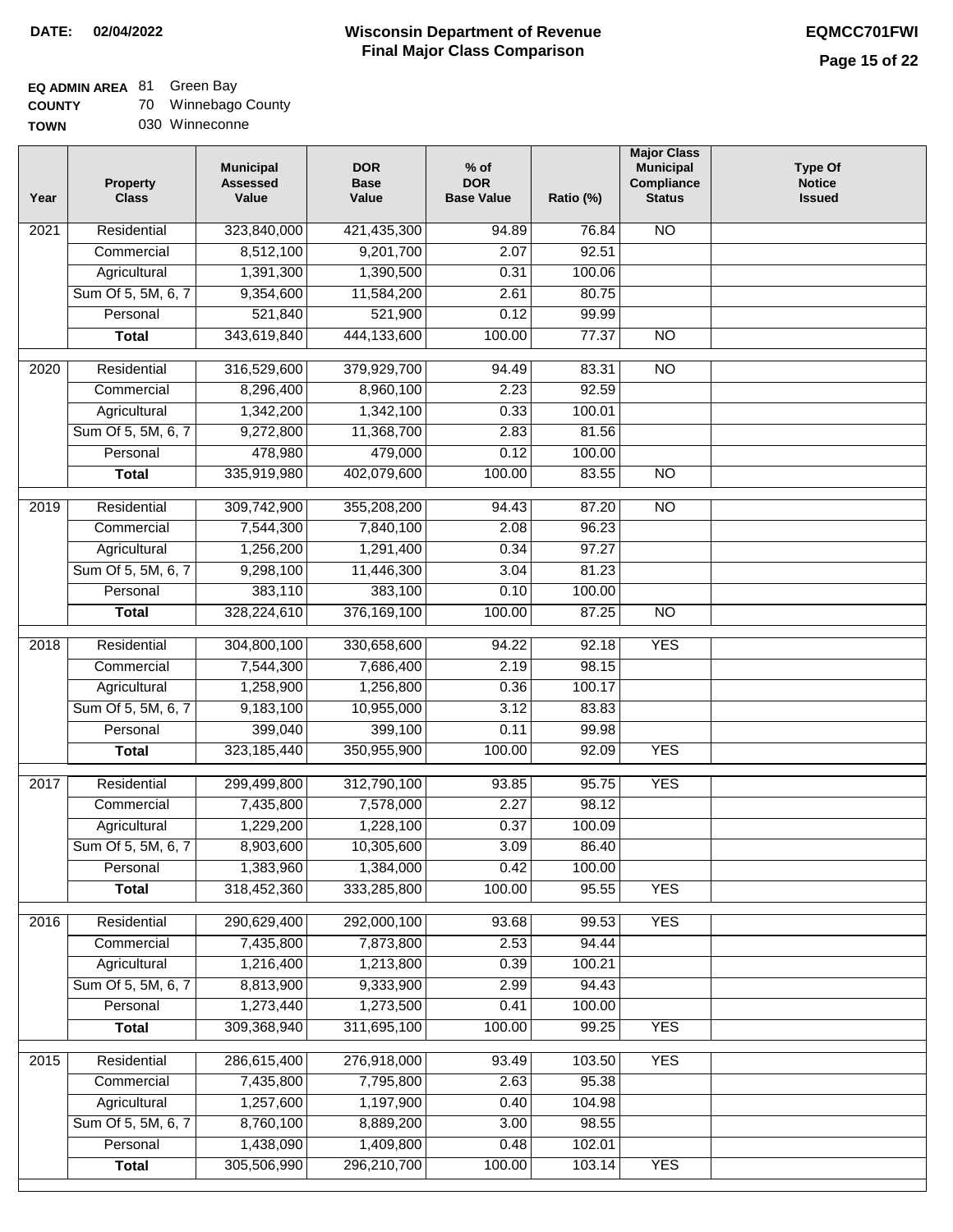**DATE:** 02/04/2022

# Wisconsin Department of Revenue
## Final Major Class Comparison

**EQMCC701FWI**

**EQ ADMIN AREA** 81 Green Bay
**COUNTY** 70 Winnebago County
**TOWN** 030 Winneconne

| Year | Property Class | Municipal Assessed Value | DOR Base Value | % of DOR Base Value | Ratio (%) | Major Class Municipal Compliance Status | Type Of Notice Issued |
|---|---|---|---|---|---|---|---|
| 2021 | Residential | 323,840,000 | 421,435,300 | 94.89 | 76.84 | NO | |
| | Commercial | 8,512,100 | 9,201,700 | 2.07 | 92.51 | | |
| | Agricultural | 1,391,300 | 1,390,500 | 0.31 | 100.06 | | |
| | Sum Of 5, 5M, 6, 7 | 9,354,600 | 11,584,200 | 2.61 | 80.75 | | |
| | Personal | 521,840 | 521,900 | 0.12 | 99.99 | | |
| | **Total** | 343,619,840 | 444,133,600 | 100.00 | 77.37 | NO | |
| 2020 | Residential | 316,529,600 | 379,929,700 | 94.49 | 83.31 | NO | |
| | Commercial | 8,296,400 | 8,960,100 | 2.23 | 92.59 | | |
| | Agricultural | 1,342,200 | 1,342,100 | 0.33 | 100.01 | | |
| | Sum Of 5, 5M, 6, 7 | 9,272,800 | 11,368,700 | 2.83 | 81.56 | | |
| | Personal | 478,980 | 479,000 | 0.12 | 100.00 | | |
| | **Total** | 335,919,980 | 402,079,600 | 100.00 | 83.55 | NO | |
| 2019 | Residential | 309,742,900 | 355,208,200 | 94.43 | 87.20 | NO | |
| | Commercial | 7,544,300 | 7,840,100 | 2.08 | 96.23 | | |
| | Agricultural | 1,256,200 | 1,291,400 | 0.34 | 97.27 | | |
| | Sum Of 5, 5M, 6, 7 | 9,298,100 | 11,446,300 | 3.04 | 81.23 | | |
| | Personal | 383,110 | 383,100 | 0.10 | 100.00 | | |
| | **Total** | 328,224,610 | 376,169,100 | 100.00 | 87.25 | NO | |
| 2018 | Residential | 304,800,100 | 330,658,600 | 94.22 | 92.18 | YES | |
| | Commercial | 7,544,300 | 7,686,400 | 2.19 | 98.15 | | |
| | Agricultural | 1,258,900 | 1,256,800 | 0.36 | 100.17 | | |
| | Sum Of 5, 5M, 6, 7 | 9,183,100 | 10,955,000 | 3.12 | 83.83 | | |
| | Personal | 399,040 | 399,100 | 0.11 | 99.98 | | |
| | **Total** | 323,185,440 | 350,955,900 | 100.00 | 92.09 | YES | |
| 2017 | Residential | 299,499,800 | 312,790,100 | 93.85 | 95.75 | YES | |
| | Commercial | 7,435,800 | 7,578,000 | 2.27 | 98.12 | | |
| | Agricultural | 1,229,200 | 1,228,100 | 0.37 | 100.09 | | |
| | Sum Of 5, 5M, 6, 7 | 8,903,600 | 10,305,600 | 3.09 | 86.40 | | |
| | Personal | 1,383,960 | 1,384,000 | 0.42 | 100.00 | | |
| | **Total** | 318,452,360 | 333,285,800 | 100.00 | 95.55 | YES | |
| 2016 | Residential | 290,629,400 | 292,000,100 | 93.68 | 99.53 | YES | |
| | Commercial | 7,435,800 | 7,873,800 | 2.53 | 94.44 | | |
| | Agricultural | 1,216,400 | 1,213,800 | 0.39 | 100.21 | | |
| | Sum Of 5, 5M, 6, 7 | 8,813,900 | 9,333,900 | 2.99 | 94.43 | | |
| | Personal | 1,273,440 | 1,273,500 | 0.41 | 100.00 | | |
| | **Total** | 309,368,940 | 311,695,100 | 100.00 | 99.25 | YES | |
| 2015 | Residential | 286,615,400 | 276,918,000 | 93.49 | 103.50 | YES | |
| | Commercial | 7,435,800 | 7,795,800 | 2.63 | 95.38 | | |
| | Agricultural | 1,257,600 | 1,197,900 | 0.40 | 104.98 | | |
| | Sum Of 5, 5M, 6, 7 | 8,760,100 | 8,889,200 | 3.00 | 98.55 | | |
| | Personal | 1,438,090 | 1,409,800 | 0.48 | 102.01 | | |
| | **Total** | 305,506,990 | 296,210,700 | 100.00 | 103.14 | YES | |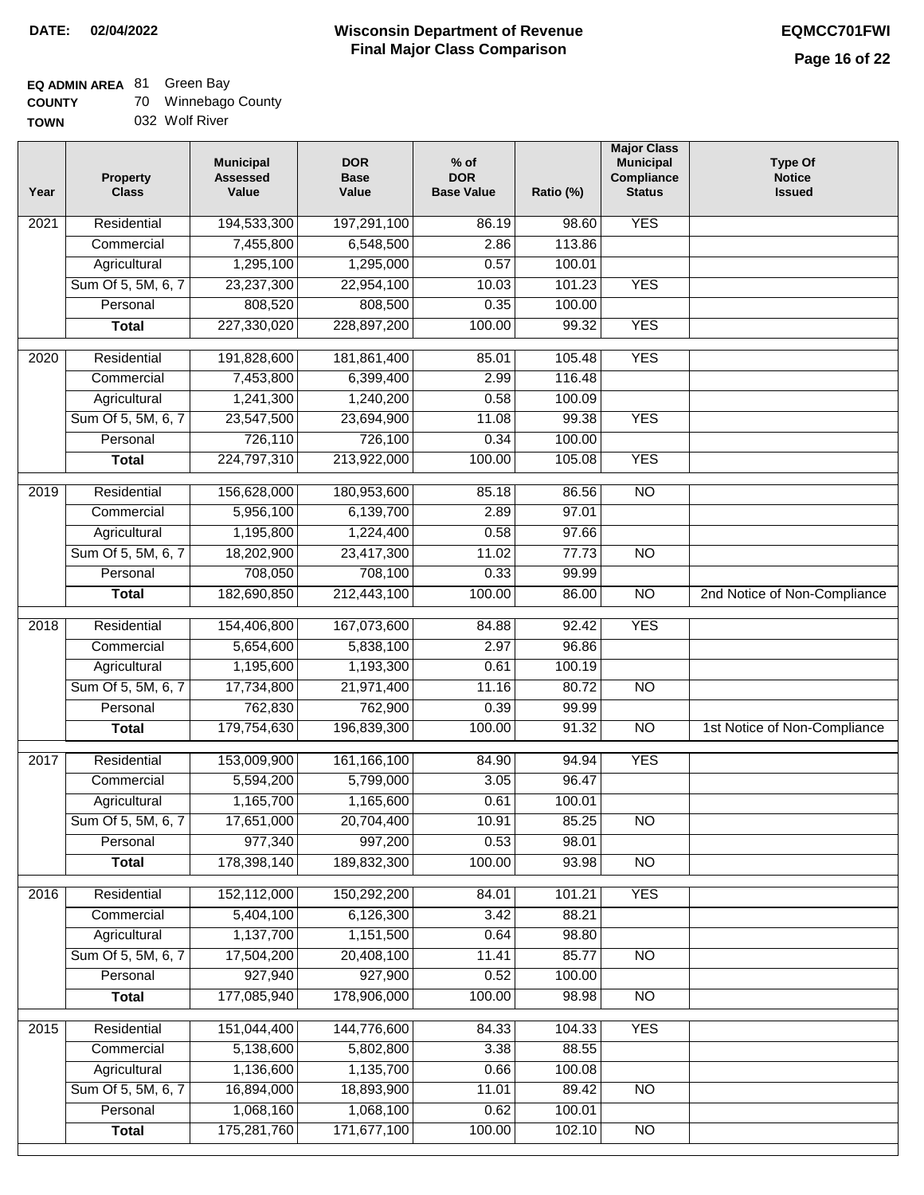**DATE: 02/04/2022**

# Wisconsin Department of Revenue
## Final Major Class Comparison

**EQMCC701FWI**

**EQ ADMIN AREA** 81 Green Bay
**COUNTY** 70 Winnebago County
**TOWN** 032 Wolf River

| Year | Property Class | Municipal Assessed Value | DOR Base Value | % of DOR Base Value | Ratio (%) | Major Class Municipal Compliance Status | Type Of Notice Issued |
|---|---|---|---|---|---|---|---|
| 2021 | Residential | 194,533,300 | 197,291,100 | 86.19 | 98.60 | YES | |
| | Commercial | 7,455,800 | 6,548,500 | 2.86 | 113.86 | | |
| | Agricultural | 1,295,100 | 1,295,000 | 0.57 | 100.01 | | |
| | Sum Of 5, 5M, 6, 7 | 23,237,300 | 22,954,100 | 10.03 | 101.23 | YES | |
| | Personal | 808,520 | 808,500 | 0.35 | 100.00 | | |
| | **Total** | 227,330,020 | 228,897,200 | 100.00 | 99.32 | YES | |
| 2020 | Residential | 191,828,600 | 181,861,400 | 85.01 | 105.48 | YES | |
| | Commercial | 7,453,800 | 6,399,400 | 2.99 | 116.48 | | |
| | Agricultural | 1,241,300 | 1,240,200 | 0.58 | 100.09 | | |
| | Sum Of 5, 5M, 6, 7 | 23,547,500 | 23,694,900 | 11.08 | 99.38 | YES | |
| | Personal | 726,110 | 726,100 | 0.34 | 100.00 | | |
| | **Total** | 224,797,310 | 213,922,000 | 100.00 | 105.08 | YES | |
| 2019 | Residential | 156,628,000 | 180,953,600 | 85.18 | 86.56 | NO | |
| | Commercial | 5,956,100 | 6,139,700 | 2.89 | 97.01 | | |
| | Agricultural | 1,195,800 | 1,224,400 | 0.58 | 97.66 | | |
| | Sum Of 5, 5M, 6, 7 | 18,202,900 | 23,417,300 | 11.02 | 77.73 | NO | |
| | Personal | 708,050 | 708,100 | 0.33 | 99.99 | | |
| | **Total** | 182,690,850 | 212,443,100 | 100.00 | 86.00 | NO | 2nd Notice of Non-Compliance |
| 2018 | Residential | 154,406,800 | 167,073,600 | 84.88 | 92.42 | YES | |
| | Commercial | 5,654,600 | 5,838,100 | 2.97 | 96.86 | | |
| | Agricultural | 1,195,600 | 1,193,300 | 0.61 | 100.19 | | |
| | Sum Of 5, 5M, 6, 7 | 17,734,800 | 21,971,400 | 11.16 | 80.72 | NO | |
| | Personal | 762,830 | 762,900 | 0.39 | 99.99 | | |
| | **Total** | 179,754,630 | 196,839,300 | 100.00 | 91.32 | NO | 1st Notice of Non-Compliance |
| 2017 | Residential | 153,009,900 | 161,166,100 | 84.90 | 94.94 | YES | |
| | Commercial | 5,594,200 | 5,799,000 | 3.05 | 96.47 | | |
| | Agricultural | 1,165,700 | 1,165,600 | 0.61 | 100.01 | | |
| | Sum Of 5, 5M, 6, 7 | 17,651,000 | 20,704,400 | 10.91 | 85.25 | NO | |
| | Personal | 977,340 | 997,200 | 0.53 | 98.01 | | |
| | **Total** | 178,398,140 | 189,832,300 | 100.00 | 93.98 | NO | |
| 2016 | Residential | 152,112,000 | 150,292,200 | 84.01 | 101.21 | YES | |
| | Commercial | 5,404,100 | 6,126,300 | 3.42 | 88.21 | | |
| | Agricultural | 1,137,700 | 1,151,500 | 0.64 | 98.80 | | |
| | Sum Of 5, 5M, 6, 7 | 17,504,200 | 20,408,100 | 11.41 | 85.77 | NO | |
| | Personal | 927,940 | 927,900 | 0.52 | 100.00 | | |
| | **Total** | 177,085,940 | 178,906,000 | 100.00 | 98.98 | NO | |
| 2015 | Residential | 151,044,400 | 144,776,600 | 84.33 | 104.33 | YES | |
| | Commercial | 5,138,600 | 5,802,800 | 3.38 | 88.55 | | |
| | Agricultural | 1,136,600 | 1,135,700 | 0.66 | 100.08 | | |
| | Sum Of 5, 5M, 6, 7 | 16,894,000 | 18,893,900 | 11.01 | 89.42 | NO | |
| | Personal | 1,068,160 | 1,068,100 | 0.62 | 100.01 | | |
| | **Total** | 175,281,760 | 171,677,100 | 100.00 | 102.10 | NO | |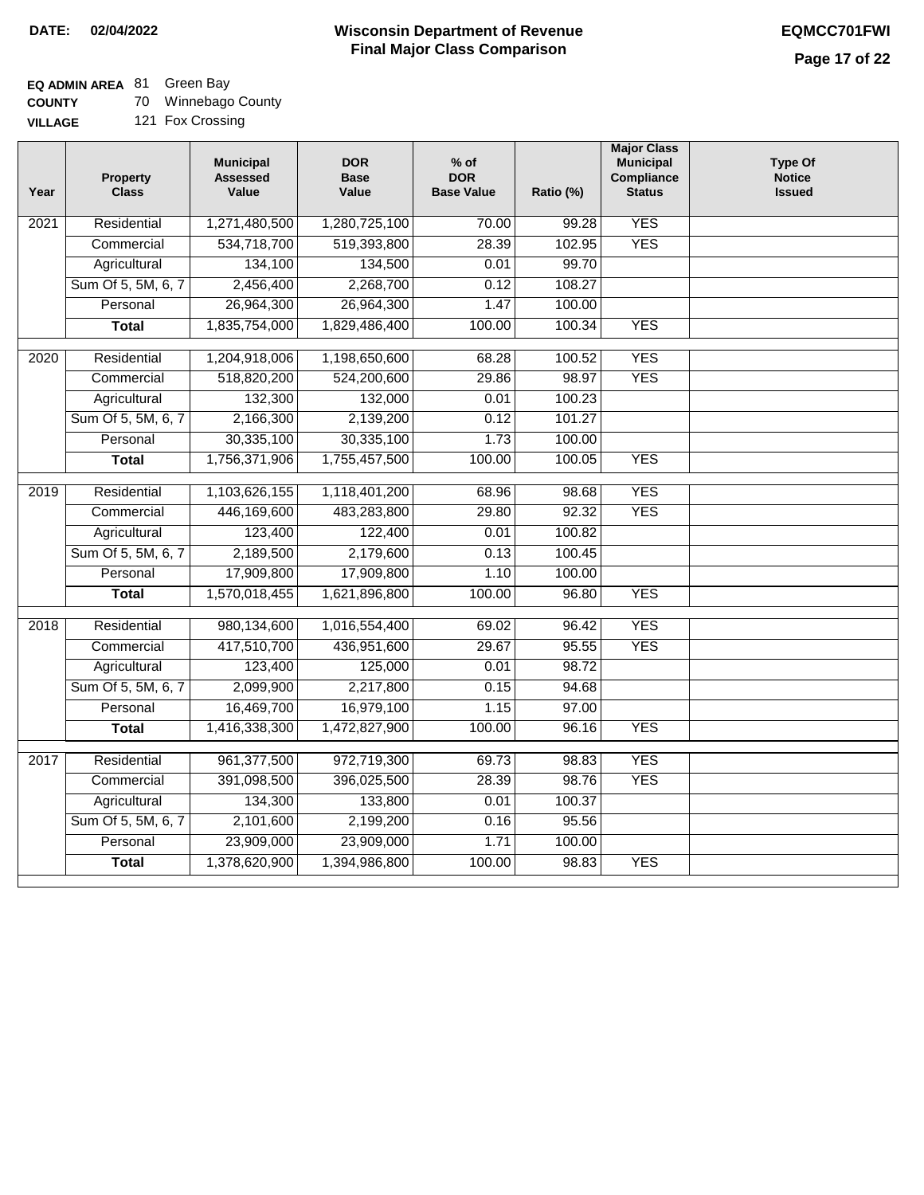**DATE: 02/04/2022**

# Wisconsin Department of Revenue
## Final Major Class Comparison

**EQMCC701FWI**

**EQ ADMIN AREA** 81 Green Bay
**COUNTY** 70 Winnebago County
**VILLAGE** 121 Fox Crossing

| Year | Property Class | Municipal Assessed Value | DOR Base Value | % of DOR Base Value | Ratio (%) | Major Class Municipal Compliance Status | Type Of Notice Issued |
|---|---|---|---|---|---|---|---|
| 2021 | Residential | 1,271,480,500 | 1,280,725,100 | 70.00 | 99.28 | YES | |
| | Commercial | 534,718,700 | 519,393,800 | 28.39 | 102.95 | YES | |
| | Agricultural | 134,100 | 134,500 | 0.01 | 99.70 | | |
| | Sum Of 5, 5M, 6, 7 | 2,456,400 | 2,268,700 | 0.12 | 108.27 | | |
| | Personal | 26,964,300 | 26,964,300 | 1.47 | 100.00 | | |
| | **Total** | 1,835,754,000 | 1,829,486,400 | 100.00 | 100.34 | YES | |
| 2020 | Residential | 1,204,918,006 | 1,198,650,600 | 68.28 | 100.52 | YES | |
| | Commercial | 518,820,200 | 524,200,600 | 29.86 | 98.97 | YES | |
| | Agricultural | 132,300 | 132,000 | 0.01 | 100.23 | | |
| | Sum Of 5, 5M, 6, 7 | 2,166,300 | 2,139,200 | 0.12 | 101.27 | | |
| | Personal | 30,335,100 | 30,335,100 | 1.73 | 100.00 | | |
| | **Total** | 1,756,371,906 | 1,755,457,500 | 100.00 | 100.05 | YES | |
| 2019 | Residential | 1,103,626,155 | 1,118,401,200 | 68.96 | 98.68 | YES | |
| | Commercial | 446,169,600 | 483,283,800 | 29.80 | 92.32 | YES | |
| | Agricultural | 123,400 | 122,400 | 0.01 | 100.82 | | |
| | Sum Of 5, 5M, 6, 7 | 2,189,500 | 2,179,600 | 0.13 | 100.45 | | |
| | Personal | 17,909,800 | 17,909,800 | 1.10 | 100.00 | | |
| | **Total** | 1,570,018,455 | 1,621,896,800 | 100.00 | 96.80 | YES | |
| 2018 | Residential | 980,134,600 | 1,016,554,400 | 69.02 | 96.42 | YES | |
| | Commercial | 417,510,700 | 436,951,600 | 29.67 | 95.55 | YES | |
| | Agricultural | 123,400 | 125,000 | 0.01 | 98.72 | | |
| | Sum Of 5, 5M, 6, 7 | 2,099,900 | 2,217,800 | 0.15 | 94.68 | | |
| | Personal | 16,469,700 | 16,979,100 | 1.15 | 97.00 | | |
| | **Total** | 1,416,338,300 | 1,472,827,900 | 100.00 | 96.16 | YES | |
| 2017 | Residential | 961,377,500 | 972,719,300 | 69.73 | 98.83 | YES | |
| | Commercial | 391,098,500 | 396,025,500 | 28.39 | 98.76 | YES | |
| | Agricultural | 134,300 | 133,800 | 0.01 | 100.37 | | |
| | Sum Of 5, 5M, 6, 7 | 2,101,600 | 2,199,200 | 0.16 | 95.56 | | |
| | Personal | 23,909,000 | 23,909,000 | 1.71 | 100.00 | | |
| | **Total** | 1,378,620,900 | 1,394,986,800 | 100.00 | 98.83 | YES | |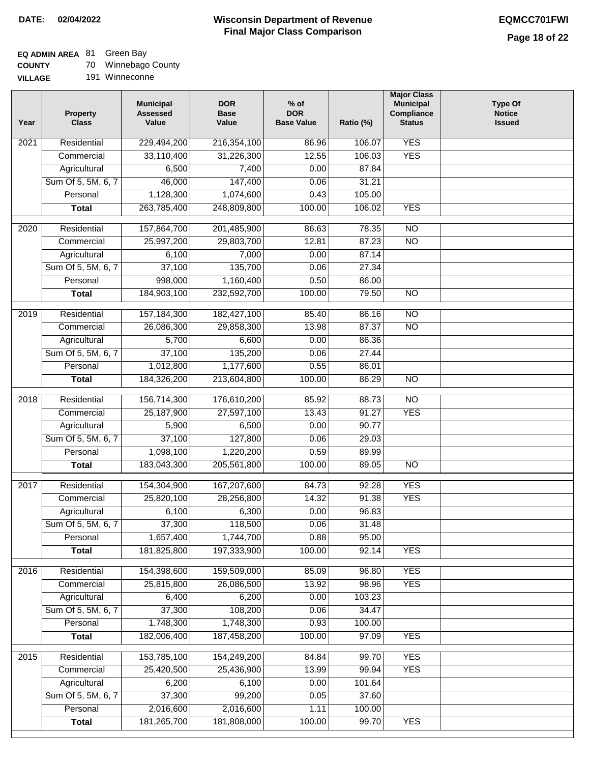**DATE: 02/04/2022**

# Wisconsin Department of Revenue
## Final Major Class Comparison

**EQMCC701FWI**

**EQ ADMIN AREA** 81 Green Bay
**COUNTY** 70 Winnebago County
**VILLAGE** 191 Winneconne

| Year | Property Class | Municipal Assessed Value | DOR Base Value | % of DOR Base Value | Ratio (%) | Major Class Municipal Compliance Status | Type Of Notice Issued |
|---|---|---|---|---|---|---|---|
| 2021 | Residential | 229,494,200 | 216,354,100 | 86.96 | 106.07 | YES | |
| | Commercial | 33,110,400 | 31,226,300 | 12.55 | 106.03 | YES | |
| | Agricultural | 6,500 | 7,400 | 0.00 | 87.84 | | |
| | Sum Of 5, 5M, 6, 7 | 46,000 | 147,400 | 0.06 | 31.21 | | |
| | Personal | 1,128,300 | 1,074,600 | 0.43 | 105.00 | | |
| | **Total** | 263,785,400 | 248,809,800 | 100.00 | 106.02 | YES | |
| 2020 | Residential | 157,864,700 | 201,485,900 | 86.63 | 78.35 | NO | |
| | Commercial | 25,997,200 | 29,803,700 | 12.81 | 87.23 | NO | |
| | Agricultural | 6,100 | 7,000 | 0.00 | 87.14 | | |
| | Sum Of 5, 5M, 6, 7 | 37,100 | 135,700 | 0.06 | 27.34 | | |
| | Personal | 998,000 | 1,160,400 | 0.50 | 86.00 | | |
| | **Total** | 184,903,100 | 232,592,700 | 100.00 | 79.50 | NO | |
| 2019 | Residential | 157,184,300 | 182,427,100 | 85.40 | 86.16 | NO | |
| | Commercial | 26,086,300 | 29,858,300 | 13.98 | 87.37 | NO | |
| | Agricultural | 5,700 | 6,600 | 0.00 | 86.36 | | |
| | Sum Of 5, 5M, 6, 7 | 37,100 | 135,200 | 0.06 | 27.44 | | |
| | Personal | 1,012,800 | 1,177,600 | 0.55 | 86.01 | | |
| | **Total** | 184,326,200 | 213,604,800 | 100.00 | 86.29 | NO | |
| 2018 | Residential | 156,714,300 | 176,610,200 | 85.92 | 88.73 | NO | |
| | Commercial | 25,187,900 | 27,597,100 | 13.43 | 91.27 | YES | |
| | Agricultural | 5,900 | 6,500 | 0.00 | 90.77 | | |
| | Sum Of 5, 5M, 6, 7 | 37,100 | 127,800 | 0.06 | 29.03 | | |
| | Personal | 1,098,100 | 1,220,200 | 0.59 | 89.99 | | |
| | **Total** | 183,043,300 | 205,561,800 | 100.00 | 89.05 | NO | |
| 2017 | Residential | 154,304,900 | 167,207,600 | 84.73 | 92.28 | YES | |
| | Commercial | 25,820,100 | 28,256,800 | 14.32 | 91.38 | YES | |
| | Agricultural | 6,100 | 6,300 | 0.00 | 96.83 | | |
| | Sum Of 5, 5M, 6, 7 | 37,300 | 118,500 | 0.06 | 31.48 | | |
| | Personal | 1,657,400 | 1,744,700 | 0.88 | 95.00 | | |
| | **Total** | 181,825,800 | 197,333,900 | 100.00 | 92.14 | YES | |
| 2016 | Residential | 154,398,600 | 159,509,000 | 85.09 | 96.80 | YES | |
| | Commercial | 25,815,800 | 26,086,500 | 13.92 | 98.96 | YES | |
| | Agricultural | 6,400 | 6,200 | 0.00 | 103.23 | | |
| | Sum Of 5, 5M, 6, 7 | 37,300 | 108,200 | 0.06 | 34.47 | | |
| | Personal | 1,748,300 | 1,748,300 | 0.93 | 100.00 | | |
| | **Total** | 182,006,400 | 187,458,200 | 100.00 | 97.09 | YES | |
| 2015 | Residential | 153,785,100 | 154,249,200 | 84.84 | 99.70 | YES | |
| | Commercial | 25,420,500 | 25,436,900 | 13.99 | 99.94 | YES | |
| | Agricultural | 6,200 | 6,100 | 0.00 | 101.64 | | |
| | Sum Of 5, 5M, 6, 7 | 37,300 | 99,200 | 0.05 | 37.60 | | |
| | Personal | 2,016,600 | 2,016,600 | 1.11 | 100.00 | | |
| | **Total** | 181,265,700 | 181,808,000 | 100.00 | 99.70 | YES | |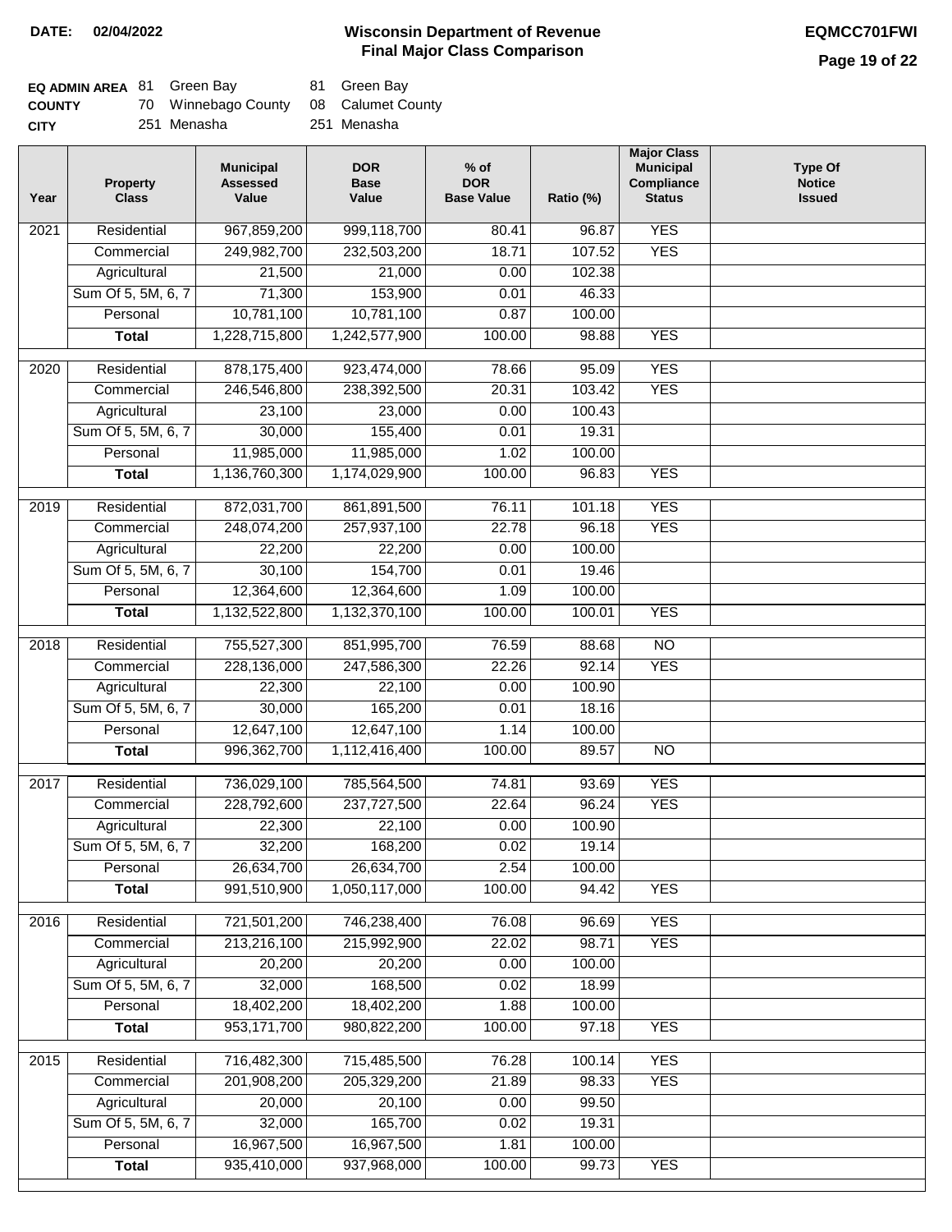**DATE:** 02/04/2022

# Wisconsin Department of Revenue
## Final Major Class Comparison

**EQMCC701FWI**

| | | | | |
|---|---|---|---|---|
| **EQ ADMIN AREA** | 81 | Green Bay | 81 | Green Bay |
| **COUNTY** | 70 | Winnebago County | 08 | Calumet County |
| **CITY** | | 251 Menasha | | 251 Menasha |

| Year | Property Class | Municipal Assessed Value | DOR Base Value | % of DOR Base Value | Ratio (%) | Major Class Municipal Compliance Status | Type Of Notice Issued |
|---|---|---|---|---|---|---|---|
| 2021 | Residential | 967,859,200 | 999,118,700 | 80.41 | 96.87 | YES | |
| | Commercial | 249,982,700 | 232,503,200 | 18.71 | 107.52 | YES | |
| | Agricultural | 21,500 | 21,000 | 0.00 | 102.38 | | |
| | Sum Of 5, 5M, 6, 7 | 71,300 | 153,900 | 0.01 | 46.33 | | |
| | Personal | 10,781,100 | 10,781,100 | 0.87 | 100.00 | | |
| | **Total** | 1,228,715,800 | 1,242,577,900 | 100.00 | 98.88 | YES | |
| 2020 | Residential | 878,175,400 | 923,474,000 | 78.66 | 95.09 | YES | |
| | Commercial | 246,546,800 | 238,392,500 | 20.31 | 103.42 | YES | |
| | Agricultural | 23,100 | 23,000 | 0.00 | 100.43 | | |
| | Sum Of 5, 5M, 6, 7 | 30,000 | 155,400 | 0.01 | 19.31 | | |
| | Personal | 11,985,000 | 11,985,000 | 1.02 | 100.00 | | |
| | **Total** | 1,136,760,300 | 1,174,029,900 | 100.00 | 96.83 | YES | |
| 2019 | Residential | 872,031,700 | 861,891,500 | 76.11 | 101.18 | YES | |
| | Commercial | 248,074,200 | 257,937,100 | 22.78 | 96.18 | YES | |
| | Agricultural | 22,200 | 22,200 | 0.00 | 100.00 | | |
| | Sum Of 5, 5M, 6, 7 | 30,100 | 154,700 | 0.01 | 19.46 | | |
| | Personal | 12,364,600 | 12,364,600 | 1.09 | 100.00 | | |
| | **Total** | 1,132,522,800 | 1,132,370,100 | 100.00 | 100.01 | YES | |
| 2018 | Residential | 755,527,300 | 851,995,700 | 76.59 | 88.68 | NO | |
| | Commercial | 228,136,000 | 247,586,300 | 22.26 | 92.14 | YES | |
| | Agricultural | 22,300 | 22,100 | 0.00 | 100.90 | | |
| | Sum Of 5, 5M, 6, 7 | 30,000 | 165,200 | 0.01 | 18.16 | | |
| | Personal | 12,647,100 | 12,647,100 | 1.14 | 100.00 | | |
| | **Total** | 996,362,700 | 1,112,416,400 | 100.00 | 89.57 | NO | |
| 2017 | Residential | 736,029,100 | 785,564,500 | 74.81 | 93.69 | YES | |
| | Commercial | 228,792,600 | 237,727,500 | 22.64 | 96.24 | YES | |
| | Agricultural | 22,300 | 22,100 | 0.00 | 100.90 | | |
| | Sum Of 5, 5M, 6, 7 | 32,200 | 168,200 | 0.02 | 19.14 | | |
| | Personal | 26,634,700 | 26,634,700 | 2.54 | 100.00 | | |
| | **Total** | 991,510,900 | 1,050,117,000 | 100.00 | 94.42 | YES | |
| 2016 | Residential | 721,501,200 | 746,238,400 | 76.08 | 96.69 | YES | |
| | Commercial | 213,216,100 | 215,992,900 | 22.02 | 98.71 | YES | |
| | Agricultural | 20,200 | 20,200 | 0.00 | 100.00 | | |
| | Sum Of 5, 5M, 6, 7 | 32,000 | 168,500 | 0.02 | 18.99 | | |
| | Personal | 18,402,200 | 18,402,200 | 1.88 | 100.00 | | |
| | **Total** | 953,171,700 | 980,822,200 | 100.00 | 97.18 | YES | |
| 2015 | Residential | 716,482,300 | 715,485,500 | 76.28 | 100.14 | YES | |
| | Commercial | 201,908,200 | 205,329,200 | 21.89 | 98.33 | YES | |
| | Agricultural | 20,000 | 20,100 | 0.00 | 99.50 | | |
| | Sum Of 5, 5M, 6, 7 | 32,000 | 165,700 | 0.02 | 19.31 | | |
| | Personal | 16,967,500 | 16,967,500 | 1.81 | 100.00 | | |
| | **Total** | 935,410,000 | 937,968,000 | 100.00 | 99.73 | YES | |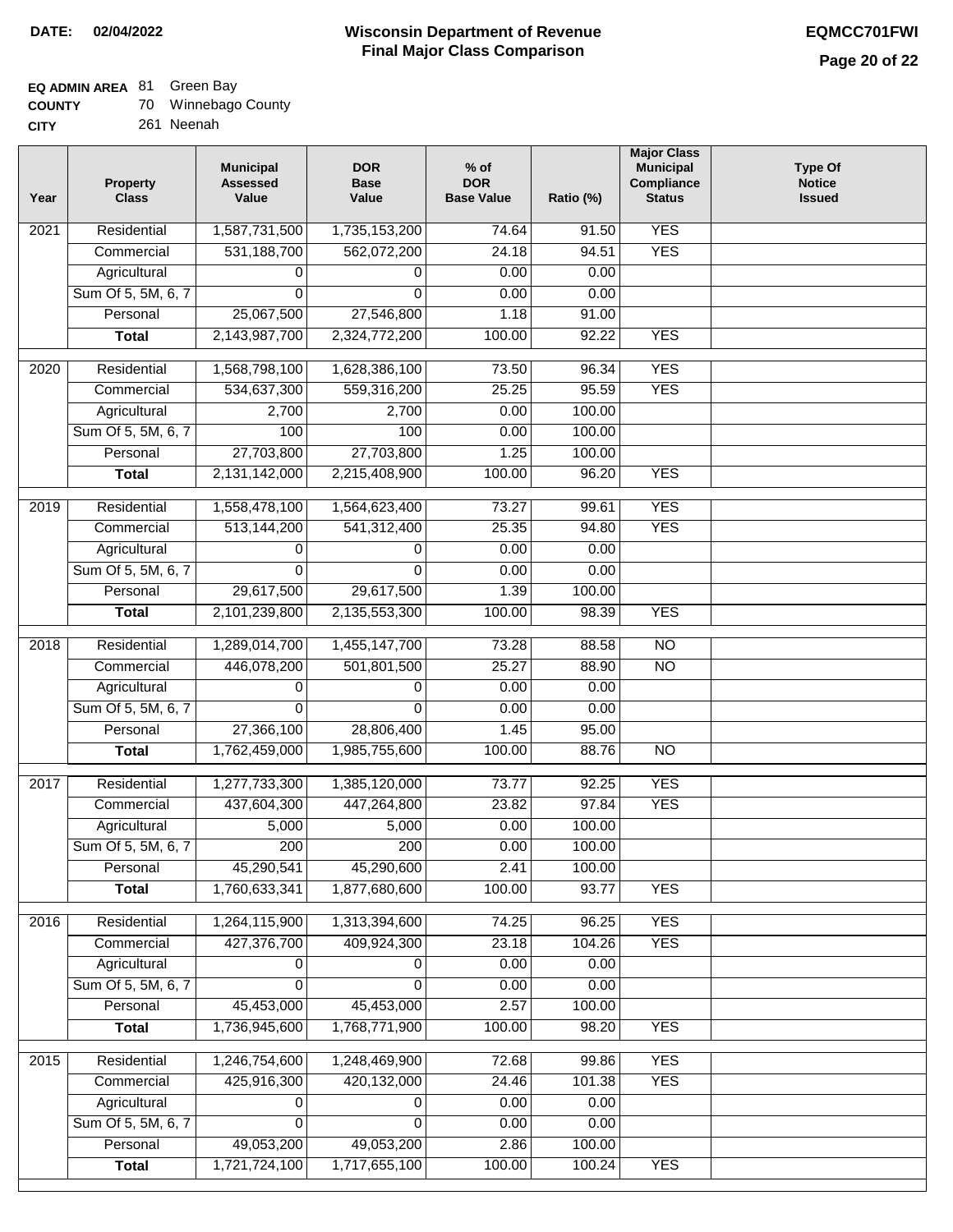**DATE:** 02/04/2022

# Wisconsin Department of Revenue
## Final Major Class Comparison

**EQMCC701FWI**

**EQ ADMIN AREA** 81 Green Bay
**COUNTY** 70 Winnebago County
**CITY** 261 Neenah

| Year | Property Class | Municipal Assessed Value | DOR Base Value | % of DOR Base Value | Ratio (%) | Major Class Municipal Compliance Status | Type Of Notice Issued |
|---|---|---|---|---|---|---|---|
| 2021 | Residential | 1,587,731,500 | 1,735,153,200 | 74.64 | 91.50 | YES | |
| | Commercial | 531,188,700 | 562,072,200 | 24.18 | 94.51 | YES | |
| | Agricultural | 0 | 0 | 0.00 | 0.00 | | |
| | Sum Of 5, 5M, 6, 7 | 0 | 0 | 0.00 | 0.00 | | |
| | Personal | 25,067,500 | 27,546,800 | 1.18 | 91.00 | | |
| | **Total** | 2,143,987,700 | 2,324,772,200 | 100.00 | 92.22 | YES | |
| 2020 | Residential | 1,568,798,100 | 1,628,386,100 | 73.50 | 96.34 | YES | |
| | Commercial | 534,637,300 | 559,316,200 | 25.25 | 95.59 | YES | |
| | Agricultural | 2,700 | 2,700 | 0.00 | 100.00 | | |
| | Sum Of 5, 5M, 6, 7 | 100 | 100 | 0.00 | 100.00 | | |
| | Personal | 27,703,800 | 27,703,800 | 1.25 | 100.00 | | |
| | **Total** | 2,131,142,000 | 2,215,408,900 | 100.00 | 96.20 | YES | |
| 2019 | Residential | 1,558,478,100 | 1,564,623,400 | 73.27 | 99.61 | YES | |
| | Commercial | 513,144,200 | 541,312,400 | 25.35 | 94.80 | YES | |
| | Agricultural | 0 | 0 | 0.00 | 0.00 | | |
| | Sum Of 5, 5M, 6, 7 | 0 | 0 | 0.00 | 0.00 | | |
| | Personal | 29,617,500 | 29,617,500 | 1.39 | 100.00 | | |
| | **Total** | 2,101,239,800 | 2,135,553,300 | 100.00 | 98.39 | YES | |
| 2018 | Residential | 1,289,014,700 | 1,455,147,700 | 73.28 | 88.58 | NO | |
| | Commercial | 446,078,200 | 501,801,500 | 25.27 | 88.90 | NO | |
| | Agricultural | 0 | 0 | 0.00 | 0.00 | | |
| | Sum Of 5, 5M, 6, 7 | 0 | 0 | 0.00 | 0.00 | | |
| | Personal | 27,366,100 | 28,806,400 | 1.45 | 95.00 | | |
| | **Total** | 1,762,459,000 | 1,985,755,600 | 100.00 | 88.76 | NO | |
| 2017 | Residential | 1,277,733,300 | 1,385,120,000 | 73.77 | 92.25 | YES | |
| | Commercial | 437,604,300 | 447,264,800 | 23.82 | 97.84 | YES | |
| | Agricultural | 5,000 | 5,000 | 0.00 | 100.00 | | |
| | Sum Of 5, 5M, 6, 7 | 200 | 200 | 0.00 | 100.00 | | |
| | Personal | 45,290,541 | 45,290,600 | 2.41 | 100.00 | | |
| | **Total** | 1,760,633,341 | 1,877,680,600 | 100.00 | 93.77 | YES | |
| 2016 | Residential | 1,264,115,900 | 1,313,394,600 | 74.25 | 96.25 | YES | |
| | Commercial | 427,376,700 | 409,924,300 | 23.18 | 104.26 | YES | |
| | Agricultural | 0 | 0 | 0.00 | 0.00 | | |
| | Sum Of 5, 5M, 6, 7 | 0 | 0 | 0.00 | 0.00 | | |
| | Personal | 45,453,000 | 45,453,000 | 2.57 | 100.00 | | |
| | **Total** | 1,736,945,600 | 1,768,771,900 | 100.00 | 98.20 | YES | |
| 2015 | Residential | 1,246,754,600 | 1,248,469,900 | 72.68 | 99.86 | YES | |
| | Commercial | 425,916,300 | 420,132,000 | 24.46 | 101.38 | YES | |
| | Agricultural | 0 | 0 | 0.00 | 0.00 | | |
| | Sum Of 5, 5M, 6, 7 | 0 | 0 | 0.00 | 0.00 | | |
| | Personal | 49,053,200 | 49,053,200 | 2.86 | 100.00 | | |
| | **Total** | 1,721,724,100 | 1,717,655,100 | 100.00 | 100.24 | YES | |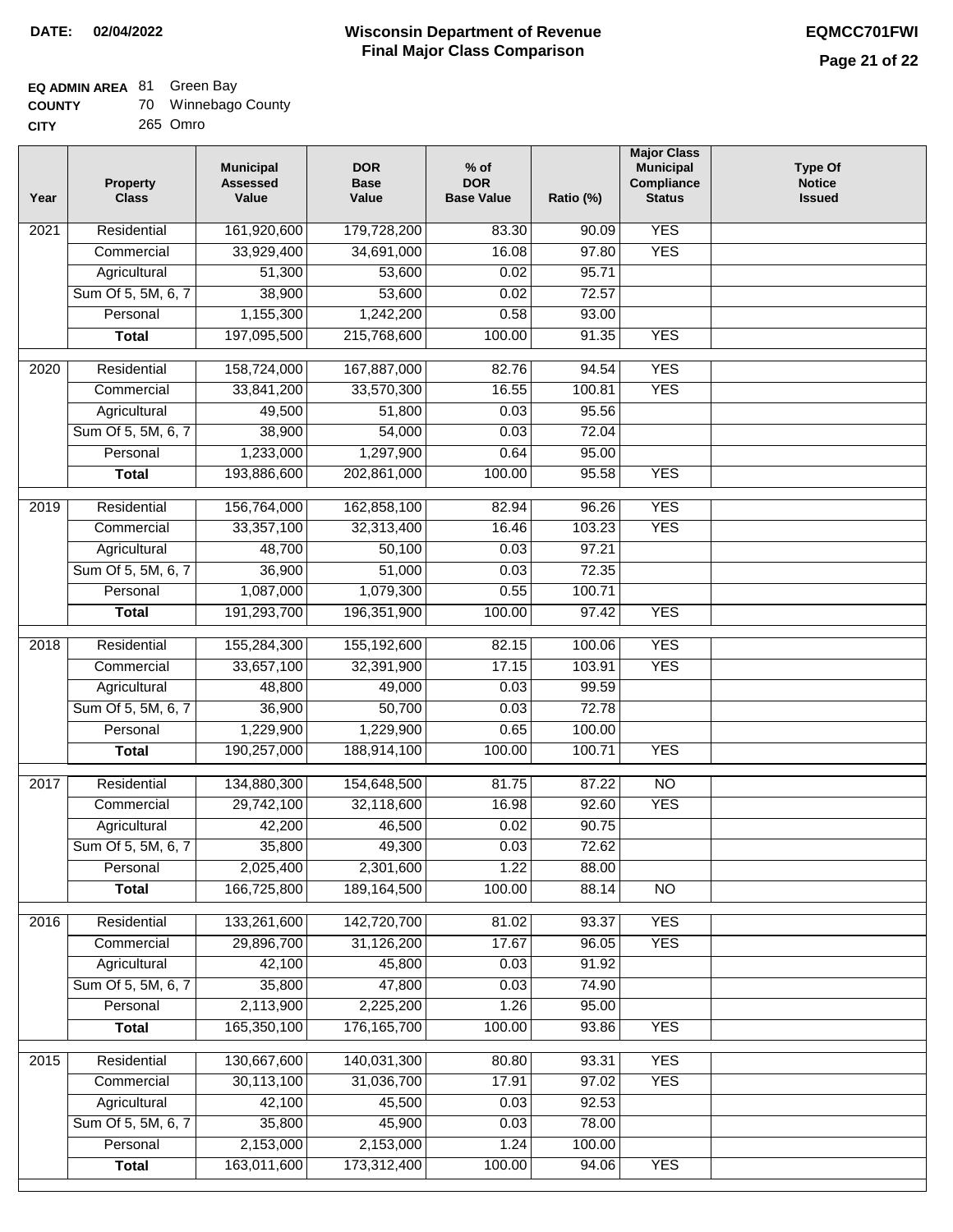**DATE: 02/04/2022**

# Wisconsin Department of Revenue
## Final Major Class Comparison

**EQMCC701FWI**

**EQ ADMIN AREA** 81 Green Bay
**COUNTY** 70 Winnebago County
**CITY** 265 Omro

| Year | Property Class | Municipal Assessed Value | DOR Base Value | % of DOR Base Value | Ratio (%) | Major Class Municipal Compliance Status | Type Of Notice Issued |
|---|---|---|---|---|---|---|---|
| 2021 | Residential | 161,920,600 | 179,728,200 | 83.30 | 90.09 | YES | |
| | Commercial | 33,929,400 | 34,691,000 | 16.08 | 97.80 | YES | |
| | Agricultural | 51,300 | 53,600 | 0.02 | 95.71 | | |
| | Sum Of 5, 5M, 6, 7 | 38,900 | 53,600 | 0.02 | 72.57 | | |
| | Personal | 1,155,300 | 1,242,200 | 0.58 | 93.00 | | |
| | **Total** | 197,095,500 | 215,768,600 | 100.00 | 91.35 | YES | |
| 2020 | Residential | 158,724,000 | 167,887,000 | 82.76 | 94.54 | YES | |
| | Commercial | 33,841,200 | 33,570,300 | 16.55 | 100.81 | YES | |
| | Agricultural | 49,500 | 51,800 | 0.03 | 95.56 | | |
| | Sum Of 5, 5M, 6, 7 | 38,900 | 54,000 | 0.03 | 72.04 | | |
| | Personal | 1,233,000 | 1,297,900 | 0.64 | 95.00 | | |
| | **Total** | 193,886,600 | 202,861,000 | 100.00 | 95.58 | YES | |
| 2019 | Residential | 156,764,000 | 162,858,100 | 82.94 | 96.26 | YES | |
| | Commercial | 33,357,100 | 32,313,400 | 16.46 | 103.23 | YES | |
| | Agricultural | 48,700 | 50,100 | 0.03 | 97.21 | | |
| | Sum Of 5, 5M, 6, 7 | 36,900 | 51,000 | 0.03 | 72.35 | | |
| | Personal | 1,087,000 | 1,079,300 | 0.55 | 100.71 | | |
| | **Total** | 191,293,700 | 196,351,900 | 100.00 | 97.42 | YES | |
| 2018 | Residential | 155,284,300 | 155,192,600 | 82.15 | 100.06 | YES | |
| | Commercial | 33,657,100 | 32,391,900 | 17.15 | 103.91 | YES | |
| | Agricultural | 48,800 | 49,000 | 0.03 | 99.59 | | |
| | Sum Of 5, 5M, 6, 7 | 36,900 | 50,700 | 0.03 | 72.78 | | |
| | Personal | 1,229,900 | 1,229,900 | 0.65 | 100.00 | | |
| | **Total** | 190,257,000 | 188,914,100 | 100.00 | 100.71 | YES | |
| 2017 | Residential | 134,880,300 | 154,648,500 | 81.75 | 87.22 | NO | |
| | Commercial | 29,742,100 | 32,118,600 | 16.98 | 92.60 | YES | |
| | Agricultural | 42,200 | 46,500 | 0.02 | 90.75 | | |
| | Sum Of 5, 5M, 6, 7 | 35,800 | 49,300 | 0.03 | 72.62 | | |
| | Personal | 2,025,400 | 2,301,600 | 1.22 | 88.00 | | |
| | **Total** | 166,725,800 | 189,164,500 | 100.00 | 88.14 | NO | |
| 2016 | Residential | 133,261,600 | 142,720,700 | 81.02 | 93.37 | YES | |
| | Commercial | 29,896,700 | 31,126,200 | 17.67 | 96.05 | YES | |
| | Agricultural | 42,100 | 45,800 | 0.03 | 91.92 | | |
| | Sum Of 5, 5M, 6, 7 | 35,800 | 47,800 | 0.03 | 74.90 | | |
| | Personal | 2,113,900 | 2,225,200 | 1.26 | 95.00 | | |
| | **Total** | 165,350,100 | 176,165,700 | 100.00 | 93.86 | YES | |
| 2015 | Residential | 130,667,600 | 140,031,300 | 80.80 | 93.31 | YES | |
| | Commercial | 30,113,100 | 31,036,700 | 17.91 | 97.02 | YES | |
| | Agricultural | 42,100 | 45,500 | 0.03 | 92.53 | | |
| | Sum Of 5, 5M, 6, 7 | 35,800 | 45,900 | 0.03 | 78.00 | | |
| | Personal | 2,153,000 | 2,153,000 | 1.24 | 100.00 | | |
| | **Total** | 163,011,600 | 173,312,400 | 100.00 | 94.06 | YES | |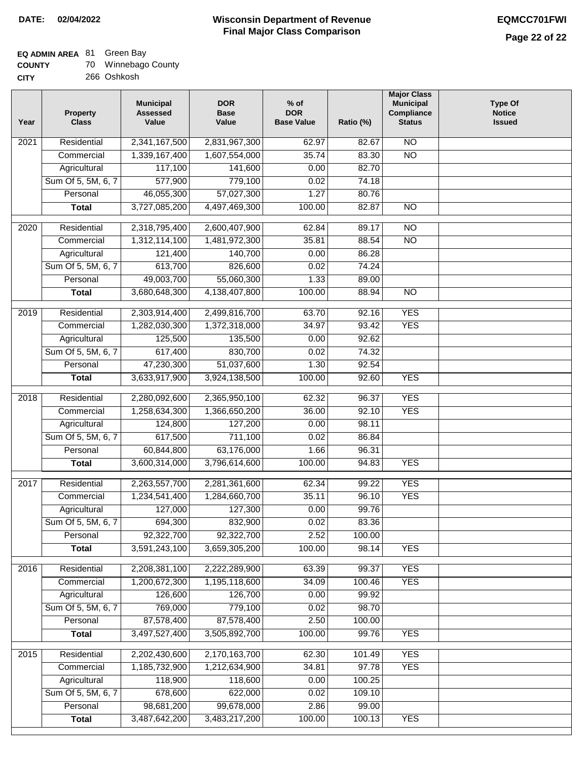**DATE:** 02/04/2022

# Wisconsin Department of Revenue
## Final Major Class Comparison

**EQMCC701FWI**

**EQ ADMIN AREA** 81 Green Bay
**COUNTY** 70 Winnebago County
**CITY** 266 Oshkosh

| Year | Property Class | Municipal Assessed Value | DOR Base Value | % of DOR Base Value | Ratio (%) | Major Class Municipal Compliance Status | Type Of Notice Issued |
|---|---|---|---|---|---|---|---|
| 2021 | Residential | 2,341,167,500 | 2,831,967,300 | 62.97 | 82.67 | NO | |
| | Commercial | 1,339,167,400 | 1,607,554,000 | 35.74 | 83.30 | NO | |
| | Agricultural | 117,100 | 141,600 | 0.00 | 82.70 | | |
| | Sum Of 5, 5M, 6, 7 | 577,900 | 779,100 | 0.02 | 74.18 | | |
| | Personal | 46,055,300 | 57,027,300 | 1.27 | 80.76 | | |
| | **Total** | 3,727,085,200 | 4,497,469,300 | 100.00 | 82.87 | NO | |
| 2020 | Residential | 2,318,795,400 | 2,600,407,900 | 62.84 | 89.17 | NO | |
| | Commercial | 1,312,114,100 | 1,481,972,300 | 35.81 | 88.54 | NO | |
| | Agricultural | 121,400 | 140,700 | 0.00 | 86.28 | | |
| | Sum Of 5, 5M, 6, 7 | 613,700 | 826,600 | 0.02 | 74.24 | | |
| | Personal | 49,003,700 | 55,060,300 | 1.33 | 89.00 | | |
| | **Total** | 3,680,648,300 | 4,138,407,800 | 100.00 | 88.94 | NO | |
| 2019 | Residential | 2,303,914,400 | 2,499,816,700 | 63.70 | 92.16 | YES | |
| | Commercial | 1,282,030,300 | 1,372,318,000 | 34.97 | 93.42 | YES | |
| | Agricultural | 125,500 | 135,500 | 0.00 | 92.62 | | |
| | Sum Of 5, 5M, 6, 7 | 617,400 | 830,700 | 0.02 | 74.32 | | |
| | Personal | 47,230,300 | 51,037,600 | 1.30 | 92.54 | | |
| | **Total** | 3,633,917,900 | 3,924,138,500 | 100.00 | 92.60 | YES | |
| 2018 | Residential | 2,280,092,600 | 2,365,950,100 | 62.32 | 96.37 | YES | |
| | Commercial | 1,258,634,300 | 1,366,650,200 | 36.00 | 92.10 | YES | |
| | Agricultural | 124,800 | 127,200 | 0.00 | 98.11 | | |
| | Sum Of 5, 5M, 6, 7 | 617,500 | 711,100 | 0.02 | 86.84 | | |
| | Personal | 60,844,800 | 63,176,000 | 1.66 | 96.31 | | |
| | **Total** | 3,600,314,000 | 3,796,614,600 | 100.00 | 94.83 | YES | |
| 2017 | Residential | 2,263,557,700 | 2,281,361,600 | 62.34 | 99.22 | YES | |
| | Commercial | 1,234,541,400 | 1,284,660,700 | 35.11 | 96.10 | YES | |
| | Agricultural | 127,000 | 127,300 | 0.00 | 99.76 | | |
| | Sum Of 5, 5M, 6, 7 | 694,300 | 832,900 | 0.02 | 83.36 | | |
| | Personal | 92,322,700 | 92,322,700 | 2.52 | 100.00 | | |
| | **Total** | 3,591,243,100 | 3,659,305,200 | 100.00 | 98.14 | YES | |
| 2016 | Residential | 2,208,381,100 | 2,222,289,900 | 63.39 | 99.37 | YES | |
| | Commercial | 1,200,672,300 | 1,195,118,600 | 34.09 | 100.46 | YES | |
| | Agricultural | 126,600 | 126,700 | 0.00 | 99.92 | | |
| | Sum Of 5, 5M, 6, 7 | 769,000 | 779,100 | 0.02 | 98.70 | | |
| | Personal | 87,578,400 | 87,578,400 | 2.50 | 100.00 | | |
| | **Total** | 3,497,527,400 | 3,505,892,700 | 100.00 | 99.76 | YES | |
| 2015 | Residential | 2,202,430,600 | 2,170,163,700 | 62.30 | 101.49 | YES | |
| | Commercial | 1,185,732,900 | 1,212,634,900 | 34.81 | 97.78 | YES | |
| | Agricultural | 118,900 | 118,600 | 0.00 | 100.25 | | |
| | Sum Of 5, 5M, 6, 7 | 678,600 | 622,000 | 0.02 | 109.10 | | |
| | Personal | 98,681,200 | 99,678,000 | 2.86 | 99.00 | | |
| | **Total** | 3,487,642,200 | 3,483,217,200 | 100.00 | 100.13 | YES | |